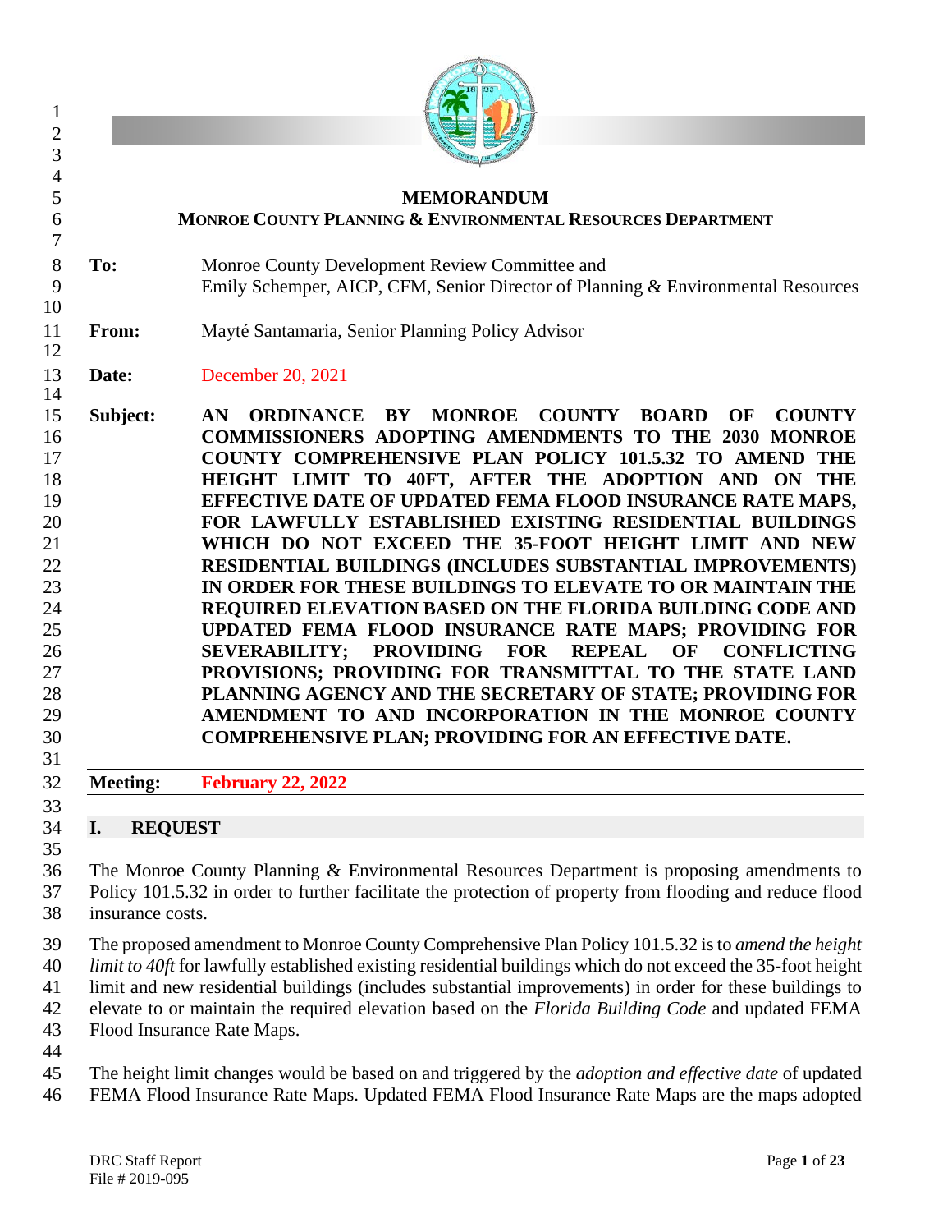# MEMORANDUM

**MONROE COUNTY PLANNING & ENVIRONMENTAL RESOURCES DEPARTMENT**

**To:** Monroe County Development Review Committee and
Emily Schemper, AICP, CFM, Senior Director of Planning & Environmental Resources

**From:** Mayté Santamaria, Senior Planning Policy Advisor

**Date:** December 20, 2021

**Subject:** **AN ORDINANCE BY MONROE COUNTY BOARD OF COUNTY COMMISSIONERS ADOPTING AMENDMENTS TO THE 2030 MONROE COUNTY COMPREHENSIVE PLAN POLICY 101.5.32 TO AMEND THE HEIGHT LIMIT TO 40FT, AFTER THE ADOPTION AND ON THE EFFECTIVE DATE OF UPDATED FEMA FLOOD INSURANCE RATE MAPS, FOR LAWFULLY ESTABLISHED EXISTING RESIDENTIAL BUILDINGS WHICH DO NOT EXCEED THE 35-FOOT HEIGHT LIMIT AND NEW RESIDENTIAL BUILDINGS (INCLUDES SUBSTANTIAL IMPROVEMENTS) IN ORDER FOR THESE BUILDINGS TO ELEVATE TO OR MAINTAIN THE REQUIRED ELEVATION BASED ON THE FLORIDA BUILDING CODE AND UPDATED FEMA FLOOD INSURANCE RATE MAPS; PROVIDING FOR SEVERABILITY; PROVIDING FOR REPEAL OF CONFLICTING PROVISIONS; PROVIDING FOR TRANSMITTAL TO THE STATE LAND PLANNING AGENCY AND THE SECRETARY OF STATE; PROVIDING FOR AMENDMENT TO AND INCORPORATION IN THE MONROE COUNTY COMPREHENSIVE PLAN; PROVIDING FOR AN EFFECTIVE DATE.**

---

**Meeting:** **February 22, 2022**

---

## I. REQUEST

The Monroe County Planning & Environmental Resources Department is proposing amendments to Policy 101.5.32 in order to further facilitate the protection of property from flooding and reduce flood insurance costs.

The proposed amendment to Monroe County Comprehensive Plan Policy 101.5.32 is to *amend the height limit to 40ft* for lawfully established existing residential buildings which do not exceed the 35-foot height limit and new residential buildings (includes substantial improvements) in order for these buildings to elevate to or maintain the required elevation based on the *Florida Building Code* and updated FEMA Flood Insurance Rate Maps.

The height limit changes would be based on and triggered by the *adoption and effective date* of updated FEMA Flood Insurance Rate Maps. Updated FEMA Flood Insurance Rate Maps are the maps adopted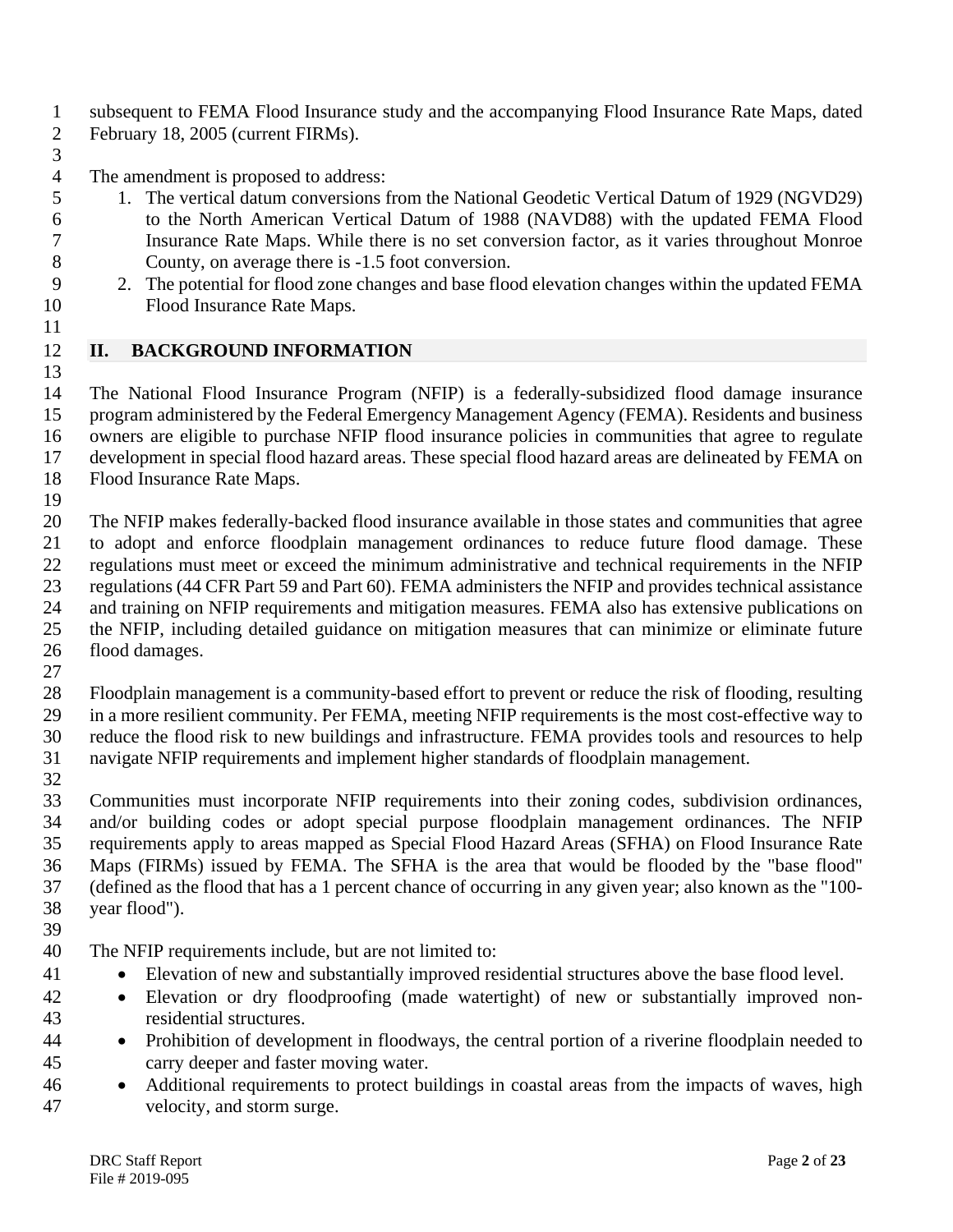subsequent to FEMA Flood Insurance study and the accompanying Flood Insurance Rate Maps, dated February 18, 2005 (current FIRMs).

The amendment is proposed to address:

1. The vertical datum conversions from the National Geodetic Vertical Datum of 1929 (NGVD29) to the North American Vertical Datum of 1988 (NAVD88) with the updated FEMA Flood Insurance Rate Maps. While there is no set conversion factor, as it varies throughout Monroe County, on average there is -1.5 foot conversion.
2. The potential for flood zone changes and base flood elevation changes within the updated FEMA Flood Insurance Rate Maps.

## II. BACKGROUND INFORMATION

The National Flood Insurance Program (NFIP) is a federally-subsidized flood damage insurance program administered by the Federal Emergency Management Agency (FEMA). Residents and business owners are eligible to purchase NFIP flood insurance policies in communities that agree to regulate development in special flood hazard areas. These special flood hazard areas are delineated by FEMA on Flood Insurance Rate Maps.

The NFIP makes federally-backed flood insurance available in those states and communities that agree to adopt and enforce floodplain management ordinances to reduce future flood damage. These regulations must meet or exceed the minimum administrative and technical requirements in the NFIP regulations (44 CFR Part 59 and Part 60). FEMA administers the NFIP and provides technical assistance and training on NFIP requirements and mitigation measures. FEMA also has extensive publications on the NFIP, including detailed guidance on mitigation measures that can minimize or eliminate future flood damages.

Floodplain management is a community-based effort to prevent or reduce the risk of flooding, resulting in a more resilient community. Per FEMA, meeting NFIP requirements is the most cost-effective way to reduce the flood risk to new buildings and infrastructure. FEMA provides tools and resources to help navigate NFIP requirements and implement higher standards of floodplain management.

Communities must incorporate NFIP requirements into their zoning codes, subdivision ordinances, and/or building codes or adopt special purpose floodplain management ordinances. The NFIP requirements apply to areas mapped as Special Flood Hazard Areas (SFHA) on Flood Insurance Rate Maps (FIRMs) issued by FEMA. The SFHA is the area that would be flooded by the "base flood" (defined as the flood that has a 1 percent chance of occurring in any given year; also known as the "100-year flood").

The NFIP requirements include, but are not limited to:

- Elevation of new and substantially improved residential structures above the base flood level.
- Elevation or dry floodproofing (made watertight) of new or substantially improved non-residential structures.
- Prohibition of development in floodways, the central portion of a riverine floodplain needed to carry deeper and faster moving water.
- Additional requirements to protect buildings in coastal areas from the impacts of waves, high velocity, and storm surge.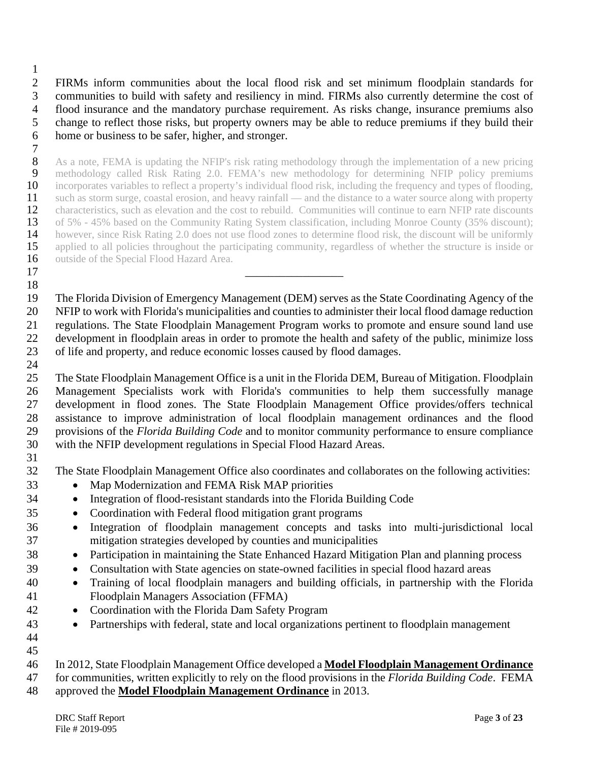FIRMs inform communities about the local flood risk and set minimum floodplain standards for communities to build with safety and resiliency in mind. FIRMs also currently determine the cost of flood insurance and the mandatory purchase requirement. As risks change, insurance premiums also change to reflect those risks, but property owners may be able to reduce premiums if they build their home or business to be safer, higher, and stronger.

As a note, FEMA is updating the NFIP's risk rating methodology through the implementation of a new pricing methodology called Risk Rating 2.0. FEMA's new methodology for determining NFIP policy premiums incorporates variables to reflect a property's individual flood risk, including the frequency and types of flooding, such as storm surge, coastal erosion, and heavy rainfall — and the distance to a water source along with property characteristics, such as elevation and the cost to rebuild. Communities will continue to earn NFIP rate discounts of 5% - 45% based on the Community Rating System classification, including Monroe County (35% discount); however, since Risk Rating 2.0 does not use flood zones to determine flood risk, the discount will be uniformly applied to all policies throughout the participating community, regardless of whether the structure is inside or outside of the Special Flood Hazard Area.

---

The Florida Division of Emergency Management (DEM) serves as the State Coordinating Agency of the NFIP to work with Florida's municipalities and counties to administer their local flood damage reduction regulations. The State Floodplain Management Program works to promote and ensure sound land use development in floodplain areas in order to promote the health and safety of the public, minimize loss of life and property, and reduce economic losses caused by flood damages.

The State Floodplain Management Office is a unit in the Florida DEM, Bureau of Mitigation. Floodplain Management Specialists work with Florida's communities to help them successfully manage development in flood zones. The State Floodplain Management Office provides/offers technical assistance to improve administration of local floodplain management ordinances and the flood provisions of the *Florida Building Code* and to monitor community performance to ensure compliance with the NFIP development regulations in Special Flood Hazard Areas.

The State Floodplain Management Office also coordinates and collaborates on the following activities:

- Map Modernization and FEMA Risk MAP priorities
- Integration of flood-resistant standards into the Florida Building Code
- Coordination with Federal flood mitigation grant programs
- Integration of floodplain management concepts and tasks into multi-jurisdictional local mitigation strategies developed by counties and municipalities
- Participation in maintaining the State Enhanced Hazard Mitigation Plan and planning process
- Consultation with State agencies on state-owned facilities in special flood hazard areas
- Training of local floodplain managers and building officials, in partnership with the Florida Floodplain Managers Association (FFMA)
- Coordination with the Florida Dam Safety Program
- Partnerships with federal, state and local organizations pertinent to floodplain management

In 2012, State Floodplain Management Office developed a **Model Floodplain Management Ordinance** for communities, written explicitly to rely on the flood provisions in the *Florida Building Code*. FEMA approved the **Model Floodplain Management Ordinance** in 2013.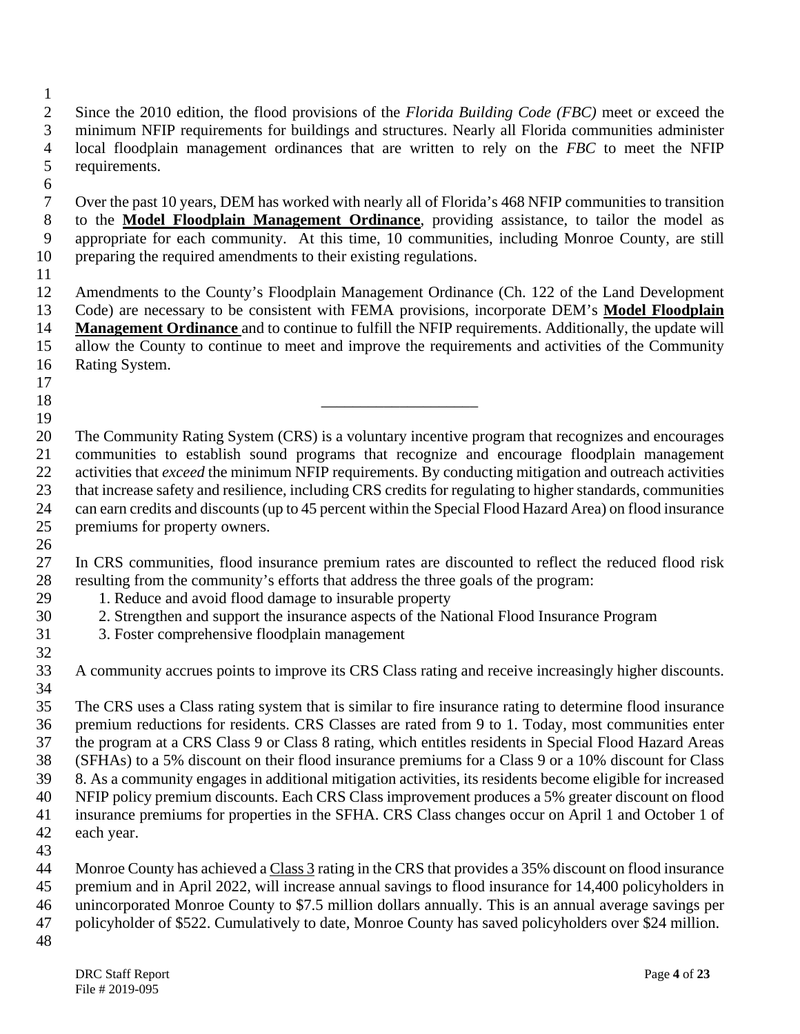Since the 2010 edition, the flood provisions of the *Florida Building Code (FBC)* meet or exceed the minimum NFIP requirements for buildings and structures. Nearly all Florida communities administer local floodplain management ordinances that are written to rely on the *FBC* to meet the NFIP requirements.

Over the past 10 years, DEM has worked with nearly all of Florida's 468 NFIP communities to transition to the **Model Floodplain Management Ordinance**, providing assistance, to tailor the model as appropriate for each community. At this time, 10 communities, including Monroe County, are still preparing the required amendments to their existing regulations.

Amendments to the County's Floodplain Management Ordinance (Ch. 122 of the Land Development Code) are necessary to be consistent with FEMA provisions, incorporate DEM's **Model Floodplain Management Ordinance** and to continue to fulfill the NFIP requirements. Additionally, the update will allow the County to continue to meet and improve the requirements and activities of the Community Rating System.

---

The Community Rating System (CRS) is a voluntary incentive program that recognizes and encourages communities to establish sound programs that recognize and encourage floodplain management activities that *exceed* the minimum NFIP requirements. By conducting mitigation and outreach activities that increase safety and resilience, including CRS credits for regulating to higher standards, communities can earn credits and discounts (up to 45 percent within the Special Flood Hazard Area) on flood insurance premiums for property owners.

In CRS communities, flood insurance premium rates are discounted to reflect the reduced flood risk resulting from the community's efforts that address the three goals of the program:

1. Reduce and avoid flood damage to insurable property
2. Strengthen and support the insurance aspects of the National Flood Insurance Program
3. Foster comprehensive floodplain management

A community accrues points to improve its CRS Class rating and receive increasingly higher discounts.

The CRS uses a Class rating system that is similar to fire insurance rating to determine flood insurance premium reductions for residents. CRS Classes are rated from 9 to 1. Today, most communities enter the program at a CRS Class 9 or Class 8 rating, which entitles residents in Special Flood Hazard Areas (SFHAs) to a 5% discount on their flood insurance premiums for a Class 9 or a 10% discount for Class 8. As a community engages in additional mitigation activities, its residents become eligible for increased NFIP policy premium discounts. Each CRS Class improvement produces a 5% greater discount on flood insurance premiums for properties in the SFHA. CRS Class changes occur on April 1 and October 1 of each year.

Monroe County has achieved a Class 3 rating in the CRS that provides a 35% discount on flood insurance premium and in April 2022, will increase annual savings to flood insurance for 14,400 policyholders in unincorporated Monroe County to $7.5 million dollars annually. This is an annual average savings per policyholder of $522. Cumulatively to date, Monroe County has saved policyholders over $24 million.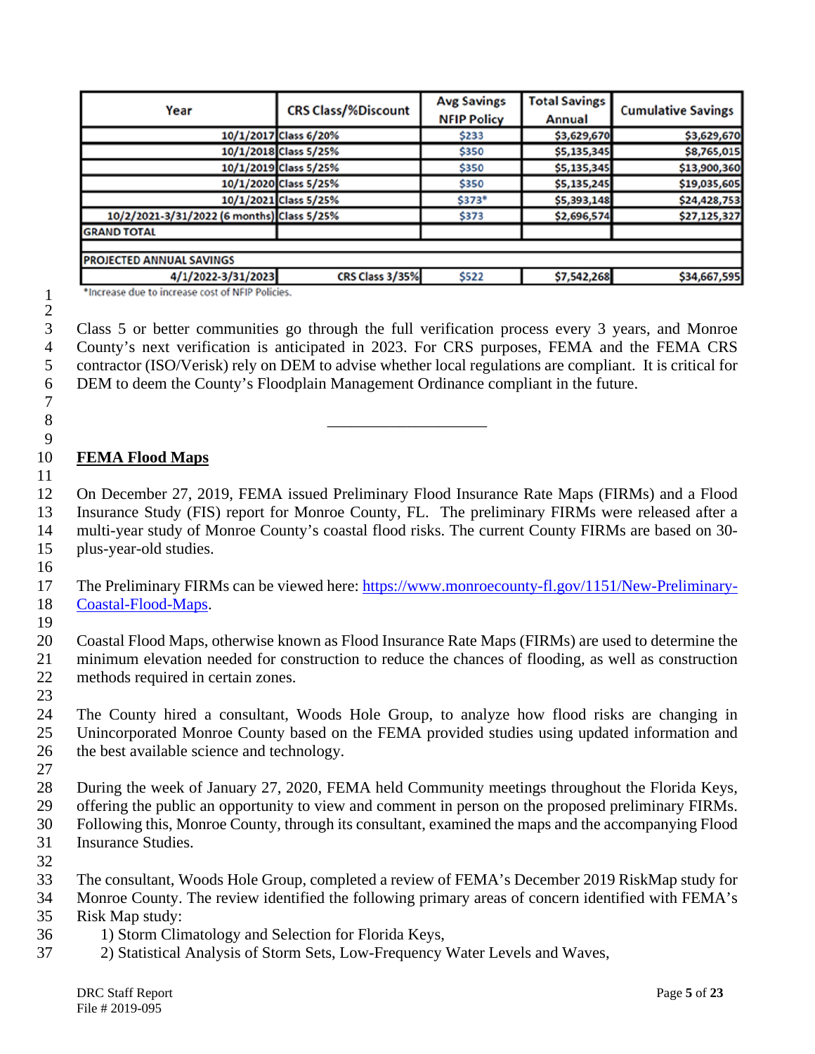| Year | CRS Class/%Discount | Avg Savings NFIP Policy | Total Savings Annual | Cumulative Savings |
|---|---|---|---|---|
| 10/1/2017 | Class 6/20% | $233 | $3,629,670 | $3,629,670 |
| 10/1/2018 | Class 5/25% | $350 | $5,135,345 | $8,765,015 |
| 10/1/2019 | Class 5/25% | $350 | $5,135,345 | $13,900,360 |
| 10/1/2020 | Class 5/25% | $350 | $5,135,245 | $19,035,605 |
| 10/1/2021 | Class 5/25% | $373* | $5,393,148 | $24,428,753 |
| 10/2/2021-3/31/2022 (6 months) | Class 5/25% | $373 | $2,696,574 | $27,125,327 |
| GRAND TOTAL | | | | |
| PROJECTED ANNUAL SAVINGS | | | | |
| 4/1/2022-3/31/2023 | CRS Class 3/35% | $522 | $7,542,268 | $34,667,595 |

*Increase due to increase cost of NFIP Policies.

Class 5 or better communities go through the full verification process every 3 years, and Monroe County's next verification is anticipated in 2023. For CRS purposes, FEMA and the FEMA CRS contractor (ISO/Verisk) rely on DEM to advise whether local regulations are compliant. It is critical for DEM to deem the County's Floodplain Management Ordinance compliant in the future.

---

## FEMA Flood Maps

On December 27, 2019, FEMA issued Preliminary Flood Insurance Rate Maps (FIRMs) and a Flood Insurance Study (FIS) report for Monroe County, FL. The preliminary FIRMs were released after a multi-year study of Monroe County's coastal flood risks. The current County FIRMs are based on 30-plus-year-old studies.

The Preliminary FIRMs can be viewed here: [https://www.monroecounty-fl.gov/1151/New-Preliminary-Coastal-Flood-Maps](https://www.monroecounty-fl.gov/1151/New-Preliminary-Coastal-Flood-Maps).

Coastal Flood Maps, otherwise known as Flood Insurance Rate Maps (FIRMs) are used to determine the minimum elevation needed for construction to reduce the chances of flooding, as well as construction methods required in certain zones.

The County hired a consultant, Woods Hole Group, to analyze how flood risks are changing in Unincorporated Monroe County based on the FEMA provided studies using updated information and the best available science and technology.

During the week of January 27, 2020, FEMA held Community meetings throughout the Florida Keys, offering the public an opportunity to view and comment in person on the proposed preliminary FIRMs. Following this, Monroe County, through its consultant, examined the maps and the accompanying Flood Insurance Studies.

The consultant, Woods Hole Group, completed a review of FEMA's December 2019 RiskMap study for Monroe County. The review identified the following primary areas of concern identified with FEMA's Risk Map study:

1) Storm Climatology and Selection for Florida Keys,
2) Statistical Analysis of Storm Sets, Low-Frequency Water Levels and Waves,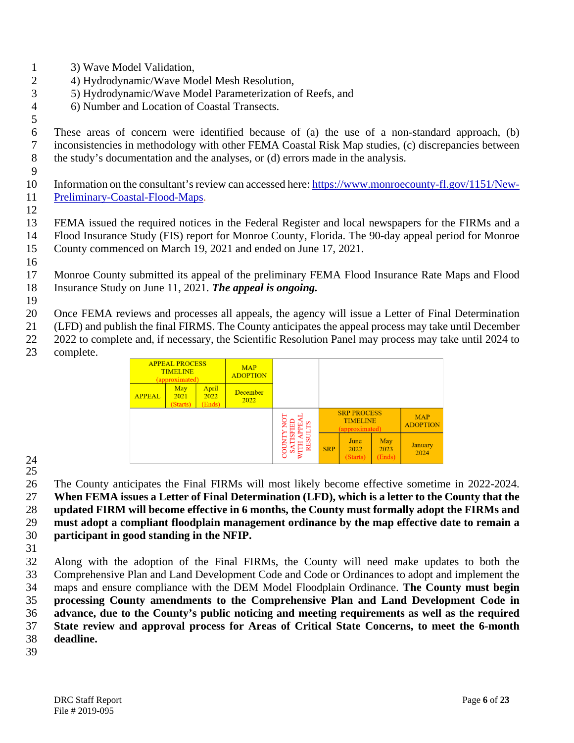3) Wave Model Validation,
4) Hydrodynamic/Wave Model Mesh Resolution,
5) Hydrodynamic/Wave Model Parameterization of Reefs, and
6) Number and Location of Coastal Transects.

These areas of concern were identified because of (a) the use of a non-standard approach, (b) inconsistencies in methodology with other FEMA Coastal Risk Map studies, (c) discrepancies between the study's documentation and the analyses, or (d) errors made in the analysis.

Information on the consultant's review can accessed here: [https://www.monroecounty-fl.gov/1151/New-Preliminary-Coastal-Flood-Maps](https://www.monroecounty-fl.gov/1151/New-Preliminary-Coastal-Flood-Maps).

FEMA issued the required notices in the Federal Register and local newspapers for the FIRMs and a Flood Insurance Study (FIS) report for Monroe County, Florida. The 90-day appeal period for Monroe County commenced on March 19, 2021 and ended on June 17, 2021.

Monroe County submitted its appeal of the preliminary FEMA Flood Insurance Rate Maps and Flood Insurance Study on June 11, 2021. ***The appeal is ongoing.***

Once FEMA reviews and processes all appeals, the agency will issue a Letter of Final Determination (LFD) and publish the final FIRMS. The County anticipates the appeal process may take until December 2022 to complete and, if necessary, the Scientific Resolution Panel may process may take until 2024 to complete.

| APPEAL PROCESS TIMELINE (approximated) | | | MAP ADOPTION | | | | | |
|---|---|---|---|---|---|---|---|---|
| APPEAL | May 2021 (Starts) | April 2022 (Ends) | December 2022 | | | | | |
| | | | | COUNTY NOT SATISFIED WITH APPEAL RESULTS | SRP PROCESS TIMELINE (approximated) | | | MAP ADOPTION |
| | | | | | SRP | June 2022 (Starts) | May 2023 (Ends) | January 2024 |

The County anticipates the Final FIRMs will most likely become effective sometime in 2022-2024. **When FEMA issues a Letter of Final Determination (LFD), which is a letter to the County that the updated FIRM will become effective in 6 months, the County must formally adopt the FIRMs and must adopt a compliant floodplain management ordinance by the map effective date to remain a participant in good standing in the NFIP.**

Along with the adoption of the Final FIRMs, the County will need make updates to both the Comprehensive Plan and Land Development Code and Code or Ordinances to adopt and implement the maps and ensure compliance with the DEM Model Floodplain Ordinance. **The County must begin processing County amendments to the Comprehensive Plan and Land Development Code in advance, due to the County's public noticing and meeting requirements as well as the required State review and approval process for Areas of Critical State Concerns, to meet the 6-month deadline.**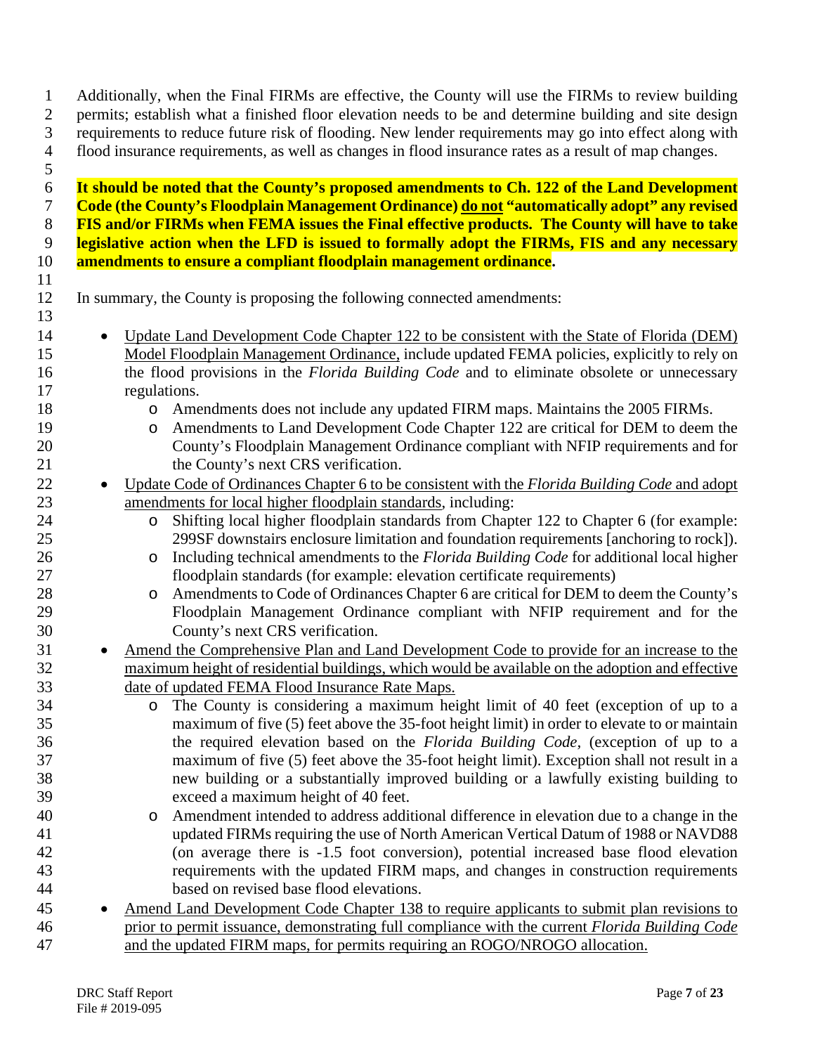Additionally, when the Final FIRMs are effective, the County will use the FIRMs to review building permits; establish what a finished floor elevation needs to be and determine building and site design requirements to reduce future risk of flooding. New lender requirements may go into effect along with flood insurance requirements, as well as changes in flood insurance rates as a result of map changes.

**It should be noted that the County's proposed amendments to Ch. 122 of the Land Development Code (the County's Floodplain Management Ordinance) <u>do not</u> "automatically adopt" any revised FIS and/or FIRMs when FEMA issues the Final effective products. The County will have to take legislative action when the LFD is issued to formally adopt the FIRMs, FIS and any necessary amendments to ensure a compliant floodplain management ordinance.**

In summary, the County is proposing the following connected amendments:

- <u>Update Land Development Code Chapter 122 to be consistent with the State of Florida (DEM) Model Floodplain Management Ordinance,</u> include updated FEMA policies, explicitly to rely on the flood provisions in the *Florida Building Code* and to eliminate obsolete or unnecessary regulations.
  - Amendments does not include any updated FIRM maps. Maintains the 2005 FIRMs.
  - Amendments to Land Development Code Chapter 122 are critical for DEM to deem the County's Floodplain Management Ordinance compliant with NFIP requirements and for the County's next CRS verification.
- <u>Update Code of Ordinances Chapter 6 to be consistent with the *Florida Building Code* and adopt amendments for local higher floodplain standards</u>, including:
  - Shifting local higher floodplain standards from Chapter 122 to Chapter 6 (for example: 299SF downstairs enclosure limitation and foundation requirements [anchoring to rock]).
  - Including technical amendments to the *Florida Building Code* for additional local higher floodplain standards (for example: elevation certificate requirements)
  - Amendments to Code of Ordinances Chapter 6 are critical for DEM to deem the County's Floodplain Management Ordinance compliant with NFIP requirement and for the County's next CRS verification.
- <u>Amend the Comprehensive Plan and Land Development Code to provide for an increase to the maximum height of residential buildings, which would be available on the adoption and effective date of updated FEMA Flood Insurance Rate Maps.</u>
  - The County is considering a maximum height limit of 40 feet (exception of up to a maximum of five (5) feet above the 35-foot height limit) in order to elevate to or maintain the required elevation based on the *Florida Building Code*, (exception of up to a maximum of five (5) feet above the 35-foot height limit). Exception shall not result in a new building or a substantially improved building or a lawfully existing building to exceed a maximum height of 40 feet.
  - Amendment intended to address additional difference in elevation due to a change in the updated FIRMs requiring the use of North American Vertical Datum of 1988 or NAVD88 (on average there is -1.5 foot conversion), potential increased base flood elevation requirements with the updated FIRM maps, and changes in construction requirements based on revised base flood elevations.
- <u>Amend Land Development Code Chapter 138 to require applicants to submit plan revisions to prior to permit issuance, demonstrating full compliance with the current *Florida Building Code* and the updated FIRM maps, for permits requiring an ROGO/NROGO allocation.</u>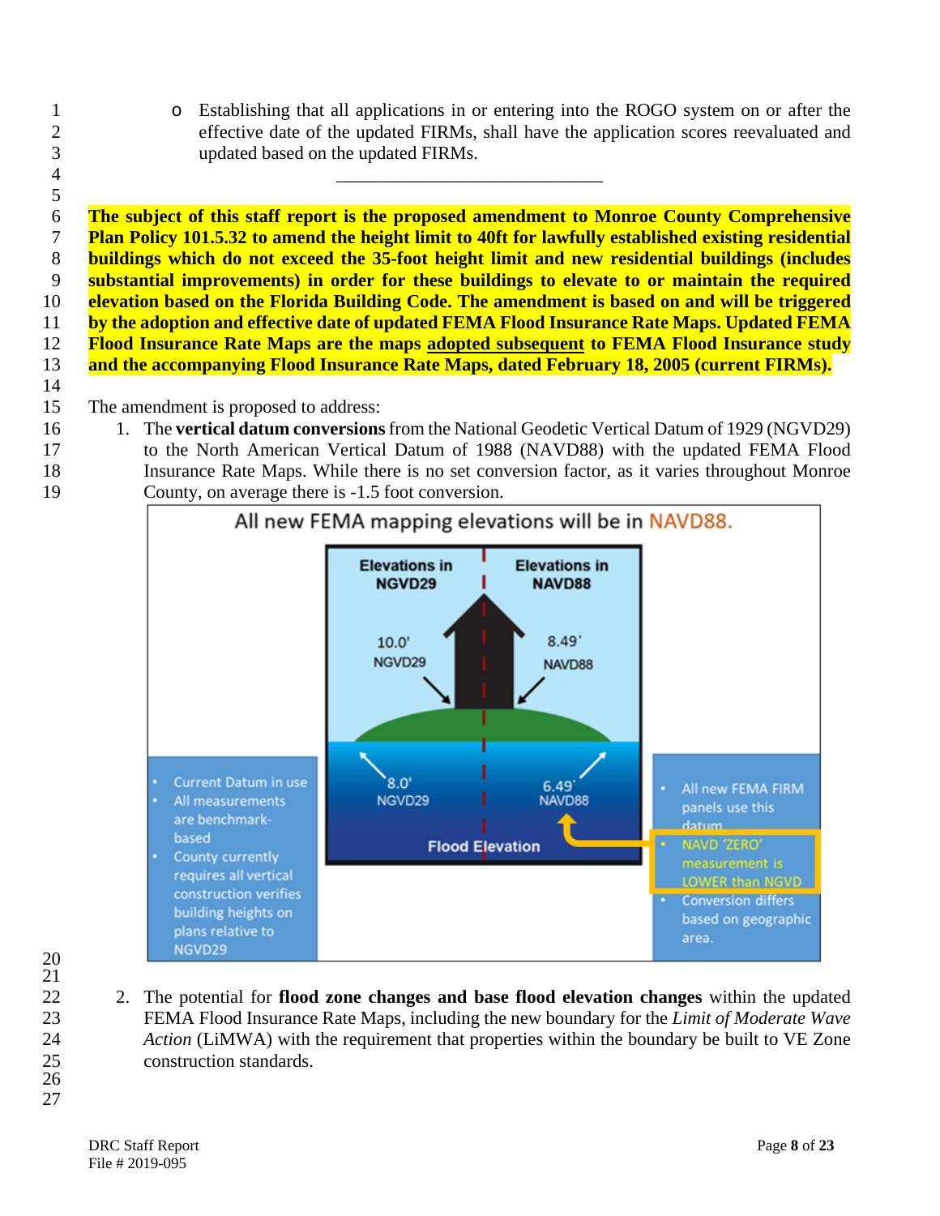- Establishing that all applications in or entering into the ROGO system on or after the effective date of the updated FIRMs, shall have the application scores reevaluated and updated based on the updated FIRMs.

---

**The subject of this staff report is the proposed amendment to Monroe County Comprehensive Plan Policy 101.5.32 to amend the height limit to 40ft for lawfully established existing residential buildings which do not exceed the 35-foot height limit and new residential buildings (includes substantial improvements) in order for these buildings to elevate to or maintain the required elevation based on the Florida Building Code. The amendment is based on and will be triggered by the adoption and effective date of updated FEMA Flood Insurance Rate Maps. Updated FEMA Flood Insurance Rate Maps are the maps adopted subsequent to FEMA Flood Insurance study and the accompanying Flood Insurance Rate Maps, dated February 18, 2005 (current FIRMs).**

The amendment is proposed to address:

1. The **vertical datum conversions** from the National Geodetic Vertical Datum of 1929 (NGVD29) to the North American Vertical Datum of 1988 (NAVD88) with the updated FEMA Flood Insurance Rate Maps. While there is no set conversion factor, as it varies throughout Monroe County, on average there is -1.5 foot conversion.

All new FEMA mapping elevations will be in NAVD88.

| Elevations in NGVD29 | Elevations in NAVD88 |
|---|---|
| 10.0' NGVD29 | 8.49' NAVD88 |
| 8.0' NGVD29 | 6.49' NAVD88 |

Flood Elevation

- Current Datum in use
- All measurements are benchmark-based
- County currently requires all vertical construction verifies building heights on plans relative to NGVD29

- All new FEMA FIRM panels use this datum
- NAVD 'ZERO' measurement is LOWER than NGVD
- Conversion differs based on geographic area.

2. The potential for **flood zone changes and base flood elevation changes** within the updated FEMA Flood Insurance Rate Maps, including the new boundary for the *Limit of Moderate Wave Action* (LiMWA) with the requirement that properties within the boundary be built to VE Zone construction standards.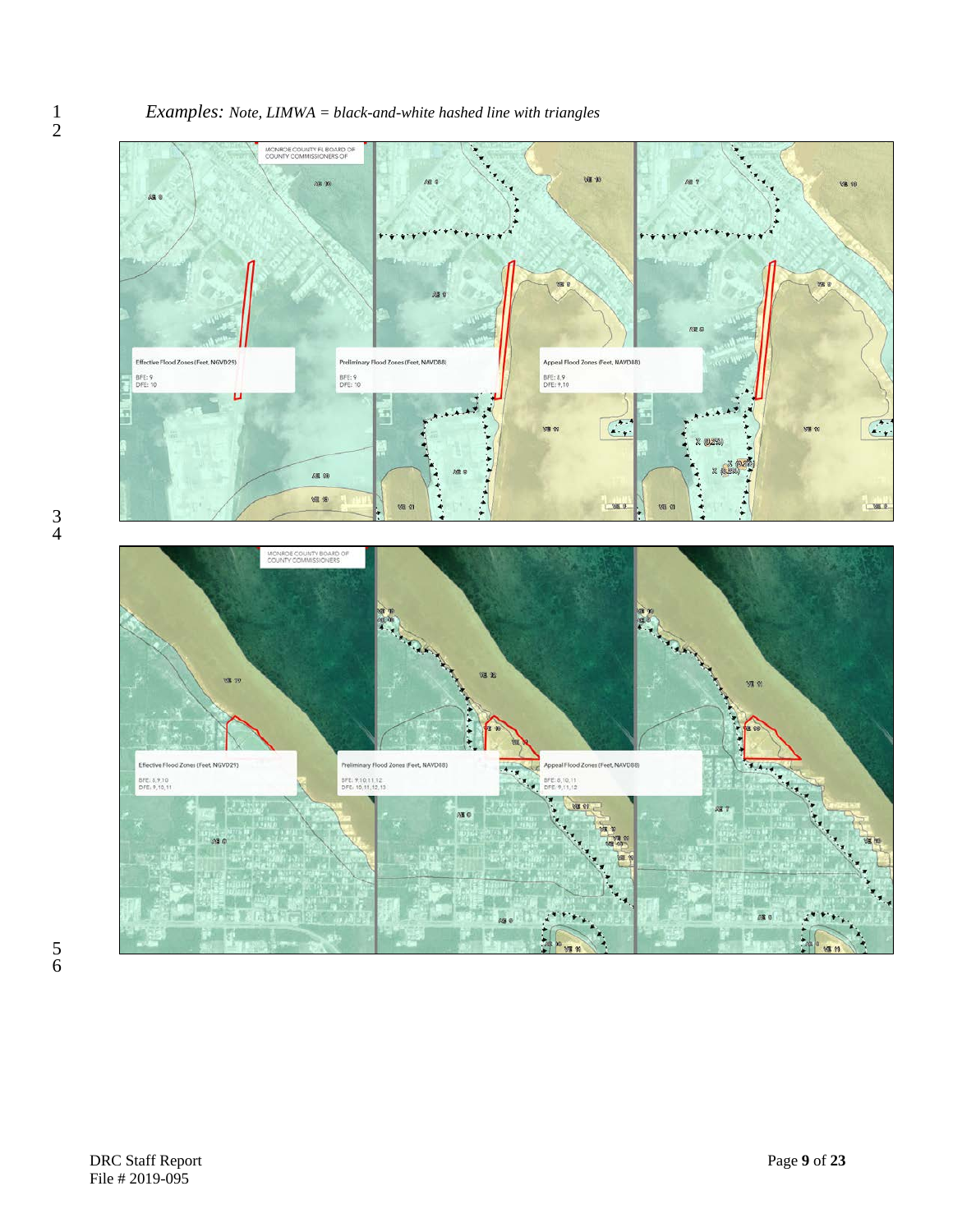*Examples: Note, LIMWA = black-and-white hashed line with triangles*

Effective Flood Zones (Feet, NGVD29)
BFE: 9
DFE: 10

Preliminary Flood Zones (Feet, NAVD88)
BFE: 9
DFE: 10

Appeal Flood Zones (Feet, NAVD88)
BFE: 8,9
DFE: 9,10

Effective Flood Zones (Feet, NGVD29)
BFE: 8,9,10
DFE: 9,10,11

Preliminary Flood Zones (Feet, NAVD88)
BFE: 9,10,11,12
DFE: 10,11,12,13

Appeal Flood Zones (Feet, NAVD88)
BFE: 8,10,11
DFE: 9,11,12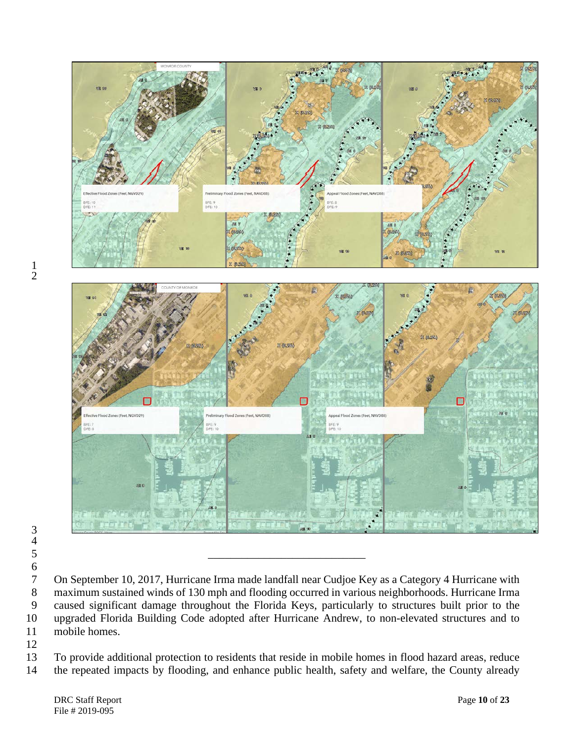Effective Flood Zones (Feet, NGVD29)
BFE: 10
DFE: 11

Preliminary Flood Zones (Feet, NAVD88)
BFE: 9
DFE: 10

Appeal Flood Zones (Feet, NAVD88)
BFE: 8
DFE: 9

Effective Flood Zones (Feet, NGVD29)
BFE: 7
DFE: 8

Preliminary Flood Zones (Feet, NAVD88)
BFE: 9
DFE: 10

Appeal Flood Zones (Feet, NAVD88)
BFE: 9
DFE: 10

---

On September 10, 2017, Hurricane Irma made landfall near Cudjoe Key as a Category 4 Hurricane with maximum sustained winds of 130 mph and flooding occurred in various neighborhoods. Hurricane Irma caused significant damage throughout the Florida Keys, particularly to structures built prior to the upgraded Florida Building Code adopted after Hurricane Andrew, to non-elevated structures and to mobile homes.

To provide additional protection to residents that reside in mobile homes in flood hazard areas, reduce the repeated impacts by flooding, and enhance public health, safety and welfare, the County already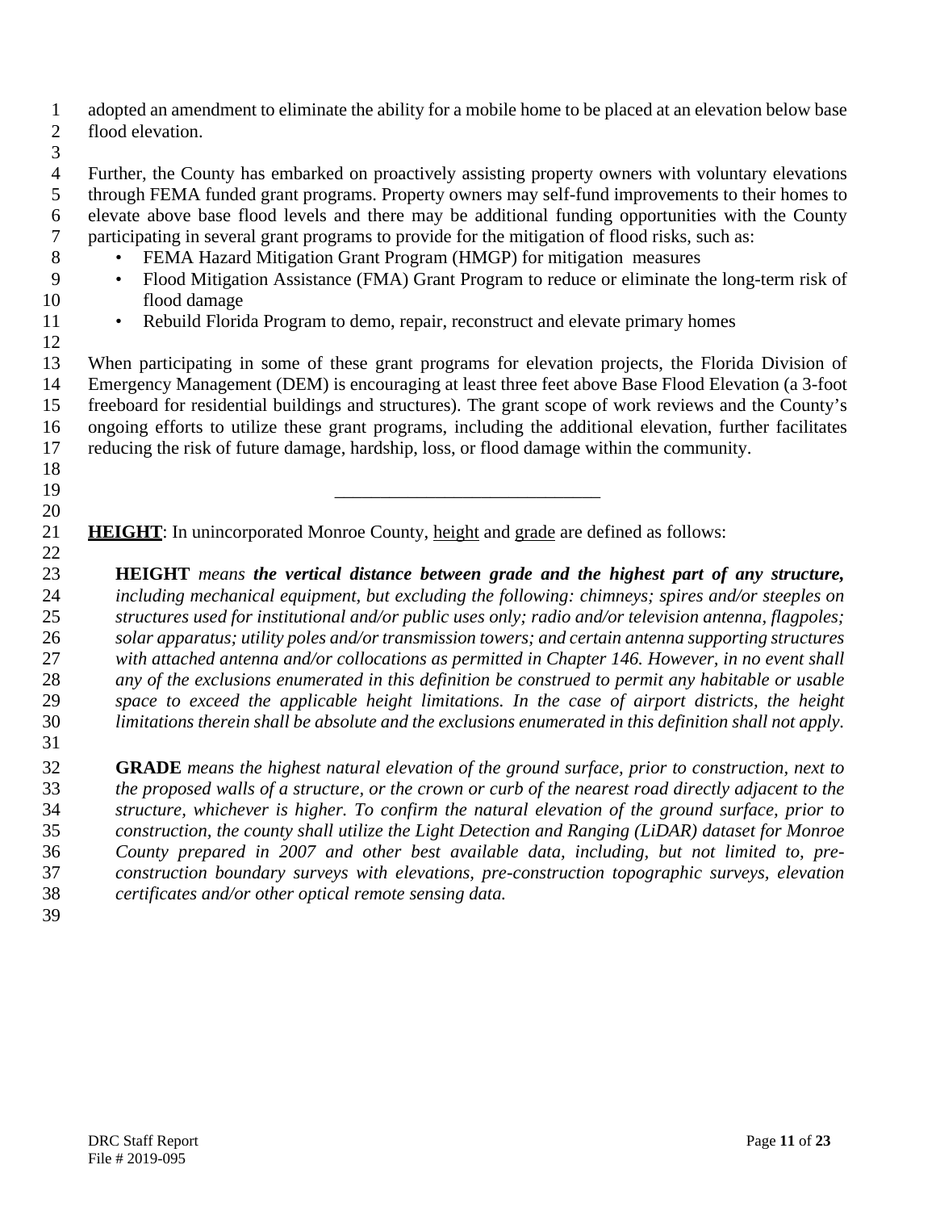adopted an amendment to eliminate the ability for a mobile home to be placed at an elevation below base flood elevation.

Further, the County has embarked on proactively assisting property owners with voluntary elevations through FEMA funded grant programs. Property owners may self-fund improvements to their homes to elevate above base flood levels and there may be additional funding opportunities with the County participating in several grant programs to provide for the mitigation of flood risks, such as:

- FEMA Hazard Mitigation Grant Program (HMGP) for mitigation measures
- Flood Mitigation Assistance (FMA) Grant Program to reduce or eliminate the long-term risk of flood damage
- Rebuild Florida Program to demo, repair, reconstruct and elevate primary homes

When participating in some of these grant programs for elevation projects, the Florida Division of Emergency Management (DEM) is encouraging at least three feet above Base Flood Elevation (a 3-foot freeboard for residential buildings and structures). The grant scope of work reviews and the County's ongoing efforts to utilize these grant programs, including the additional elevation, further facilitates reducing the risk of future damage, hardship, loss, or flood damage within the community.

---

**<u>HEIGHT</u>**: In unincorporated Monroe County, <u>height</u> and <u>grade</u> are defined as follows:

> **HEIGHT** *means **the vertical distance between grade and the highest part of any structure,** including mechanical equipment, but excluding the following: chimneys; spires and/or steeples on structures used for institutional and/or public uses only; radio and/or television antenna, flagpoles; solar apparatus; utility poles and/or transmission towers; and certain antenna supporting structures with attached antenna and/or collocations as permitted in Chapter 146. However, in no event shall any of the exclusions enumerated in this definition be construed to permit any habitable or usable space to exceed the applicable height limitations. In the case of airport districts, the height limitations therein shall be absolute and the exclusions enumerated in this definition shall not apply.*

> **GRADE** *means the highest natural elevation of the ground surface, prior to construction, next to the proposed walls of a structure, or the crown or curb of the nearest road directly adjacent to the structure, whichever is higher. To confirm the natural elevation of the ground surface, prior to construction, the county shall utilize the Light Detection and Ranging (LiDAR) dataset for Monroe County prepared in 2007 and other best available data, including, but not limited to, pre-construction boundary surveys with elevations, pre-construction topographic surveys, elevation certificates and/or other optical remote sensing data.*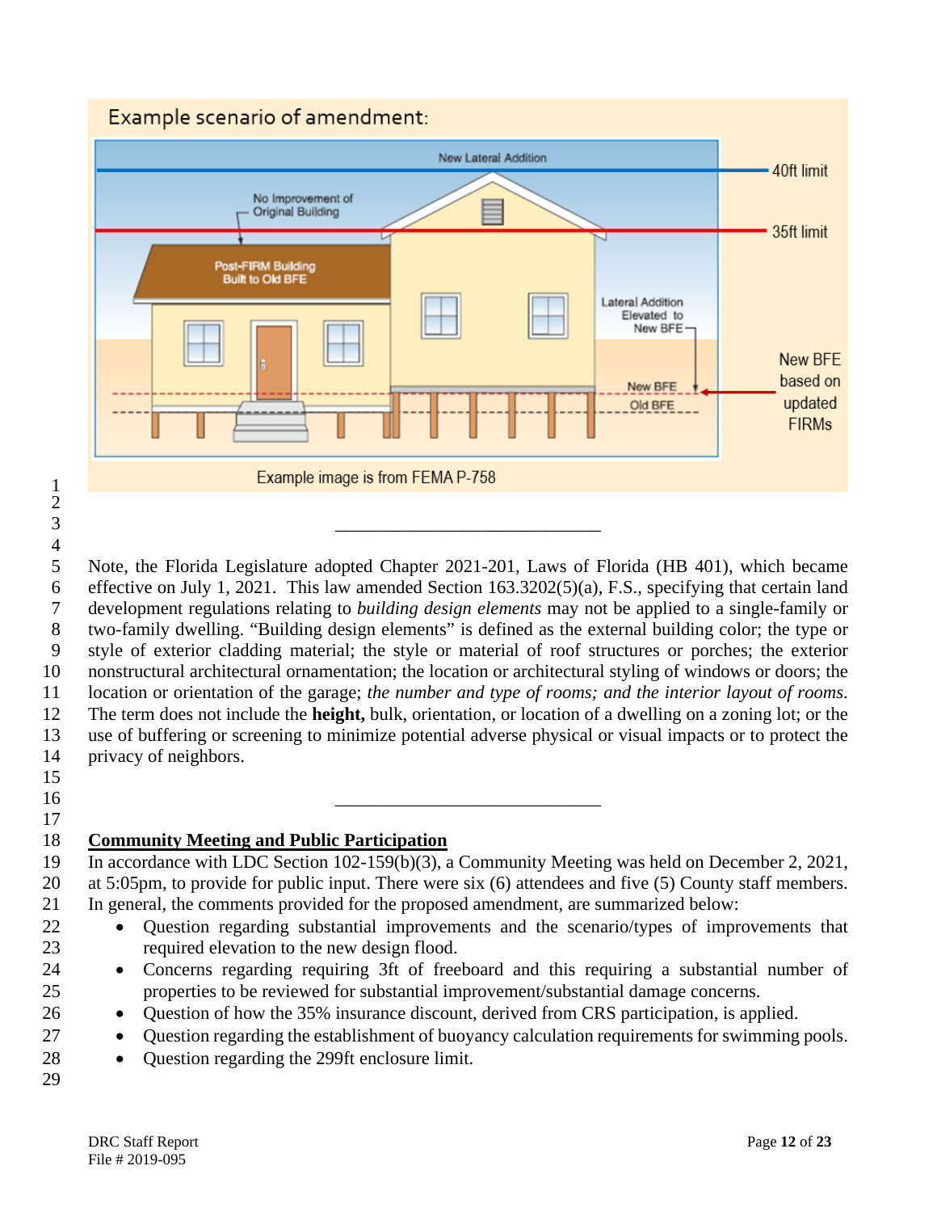Example scenario of amendment:

New Lateral Addition

40ft limit

No Improvement of Original Building

35ft limit

Post-FIRM Building Built to Old BFE

Lateral Addition Elevated to New BFE

New BFE based on updated FIRMs

New BFE

Old BFE

Example image is from FEMA P-758

---

Note, the Florida Legislature adopted Chapter 2021-201, Laws of Florida (HB 401), which became effective on July 1, 2021. This law amended Section 163.3202(5)(a), F.S., specifying that certain land development regulations relating to *building design elements* may not be applied to a single-family or two-family dwelling. "Building design elements" is defined as the external building color; the type or style of exterior cladding material; the style or material of roof structures or porches; the exterior nonstructural architectural ornamentation; the location or architectural styling of windows or doors; the location or orientation of the garage; *the number and type of rooms; and the interior layout of rooms*. The term does not include the **height,** bulk, orientation, or location of a dwelling on a zoning lot; or the use of buffering or screening to minimize potential adverse physical or visual impacts or to protect the privacy of neighbors.

---

**Community Meeting and Public Participation**

In accordance with LDC Section 102-159(b)(3), a Community Meeting was held on December 2, 2021, at 5:05pm, to provide for public input. There were six (6) attendees and five (5) County staff members. In general, the comments provided for the proposed amendment, are summarized below:

- Question regarding substantial improvements and the scenario/types of improvements that required elevation to the new design flood.
- Concerns regarding requiring 3ft of freeboard and this requiring a substantial number of properties to be reviewed for substantial improvement/substantial damage concerns.
- Question of how the 35% insurance discount, derived from CRS participation, is applied.
- Question regarding the establishment of buoyancy calculation requirements for swimming pools.
- Question regarding the 299ft enclosure limit.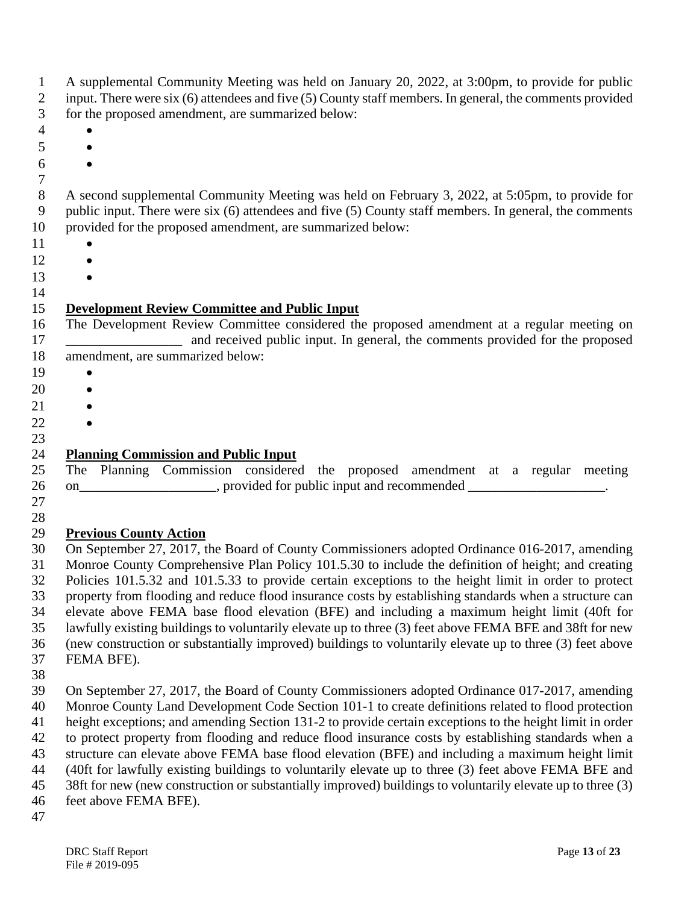A supplemental Community Meeting was held on January 20, 2022, at 3:00pm, to provide for public input. There were six (6) attendees and five (5) County staff members. In general, the comments provided for the proposed amendment, are summarized below:

- 
- 
- 

A second supplemental Community Meeting was held on February 3, 2022, at 5:05pm, to provide for public input. There were six (6) attendees and five (5) County staff members. In general, the comments provided for the proposed amendment, are summarized below:

- 
- 
- 

**Development Review Committee and Public Input**

The Development Review Committee considered the proposed amendment at a regular meeting on _________________ and received public input. In general, the comments provided for the proposed amendment, are summarized below:

- 
- 
- 
- 

**Planning Commission and Public Input**

The Planning Commission considered the proposed amendment at a regular meeting on____________________, provided for public input and recommended ____________________.

**Previous County Action**

On September 27, 2017, the Board of County Commissioners adopted Ordinance 016-2017, amending Monroe County Comprehensive Plan Policy 101.5.30 to include the definition of height; and creating Policies 101.5.32 and 101.5.33 to provide certain exceptions to the height limit in order to protect property from flooding and reduce flood insurance costs by establishing standards when a structure can elevate above FEMA base flood elevation (BFE) and including a maximum height limit (40ft for lawfully existing buildings to voluntarily elevate up to three (3) feet above FEMA BFE and 38ft for new (new construction or substantially improved) buildings to voluntarily elevate up to three (3) feet above FEMA BFE).

On September 27, 2017, the Board of County Commissioners adopted Ordinance 017-2017, amending Monroe County Land Development Code Section 101-1 to create definitions related to flood protection height exceptions; and amending Section 131-2 to provide certain exceptions to the height limit in order to protect property from flooding and reduce flood insurance costs by establishing standards when a structure can elevate above FEMA base flood elevation (BFE) and including a maximum height limit (40ft for lawfully existing buildings to voluntarily elevate up to three (3) feet above FEMA BFE and 38ft for new (new construction or substantially improved) buildings to voluntarily elevate up to three (3) feet above FEMA BFE).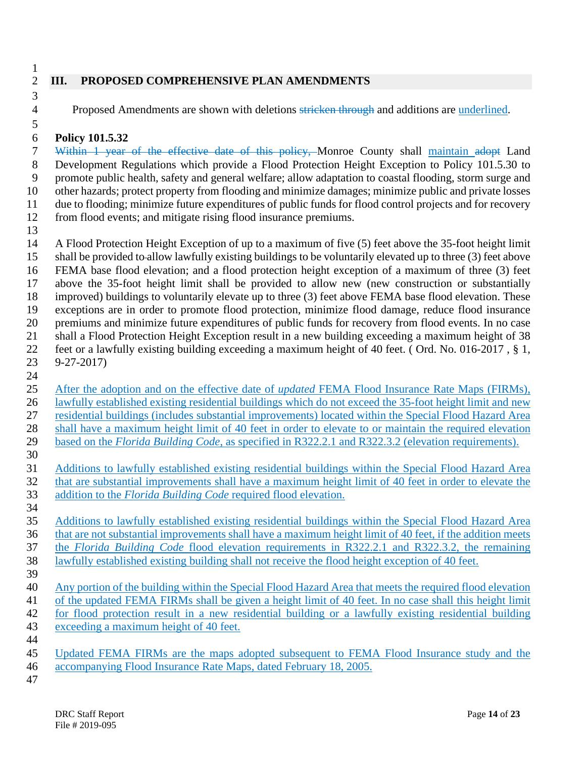## III. PROPOSED COMPREHENSIVE PLAN AMENDMENTS

Proposed Amendments are shown with deletions ~~stricken through~~ and additions are <u>underlined</u>.

**Policy 101.5.32**

~~Within 1 year of the effective date of this policy,~~ Monroe County shall <u>maintain</u> ~~adopt~~ Land Development Regulations which provide a Flood Protection Height Exception to Policy 101.5.30 to promote public health, safety and general welfare; allow adaptation to coastal flooding, storm surge and other hazards; protect property from flooding and minimize damages; minimize public and private losses due to flooding; minimize future expenditures of public funds for flood control projects and for recovery from flood events; and mitigate rising flood insurance premiums.

A Flood Protection Height Exception of up to a maximum of five (5) feet above the 35-foot height limit shall be provided to allow lawfully existing buildings to be voluntarily elevated up to three (3) feet above FEMA base flood elevation; and a flood protection height exception of a maximum of three (3) feet above the 35-foot height limit shall be provided to allow new (new construction or substantially improved) buildings to voluntarily elevate up to three (3) feet above FEMA base flood elevation. These exceptions are in order to promote flood protection, minimize flood damage, reduce flood insurance premiums and minimize future expenditures of public funds for recovery from flood events. In no case shall a Flood Protection Height Exception result in a new building exceeding a maximum height of 38 feet or a lawfully existing building exceeding a maximum height of 40 feet. ( Ord. No. 016-2017 , § 1, 9-27-2017)

<u>After the adoption and on the effective date of *updated* FEMA Flood Insurance Rate Maps (FIRMs), lawfully established existing residential buildings which do not exceed the 35-foot height limit and new residential buildings (includes substantial improvements) located within the Special Flood Hazard Area shall have a maximum height limit of 40 feet in order to elevate to or maintain the required elevation based on the *Florida Building Code*, as specified in R322.2.1 and R322.3.2 (elevation requirements).</u>

<u>Additions to lawfully established existing residential buildings within the Special Flood Hazard Area that are substantial improvements shall have a maximum height limit of 40 feet in order to elevate the addition to the *Florida Building Code* required flood elevation.</u>

<u>Additions to lawfully established existing residential buildings within the Special Flood Hazard Area that are not substantial improvements shall have a maximum height limit of 40 feet, if the addition meets the *Florida Building Code* flood elevation requirements in R322.2.1 and R322.3.2, the remaining lawfully established existing building shall not receive the flood height exception of 40 feet.</u>

<u>Any portion of the building within the Special Flood Hazard Area that meets the required flood elevation of the updated FEMA FIRMs shall be given a height limit of 40 feet. In no case shall this height limit for flood protection result in a new residential building or a lawfully existing residential building exceeding a maximum height of 40 feet.</u>

<u>Updated FEMA FIRMs are the maps adopted subsequent to FEMA Flood Insurance study and the accompanying Flood Insurance Rate Maps, dated February 18, 2005.</u>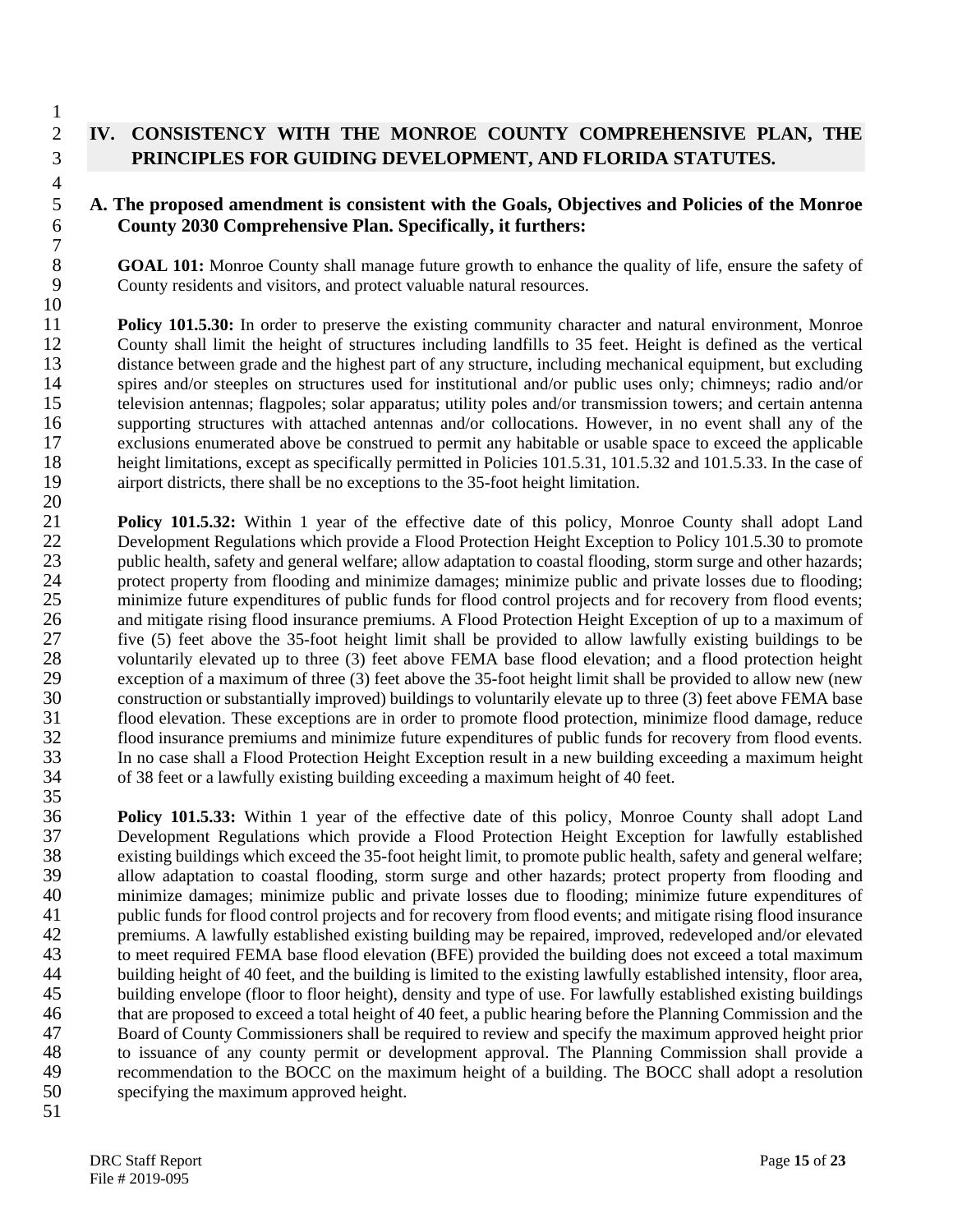## IV. CONSISTENCY WITH THE MONROE COUNTY COMPREHENSIVE PLAN, THE PRINCIPLES FOR GUIDING DEVELOPMENT, AND FLORIDA STATUTES.

### A. The proposed amendment is consistent with the Goals, Objectives and Policies of the Monroe County 2030 Comprehensive Plan. Specifically, it furthers:

**GOAL 101:** Monroe County shall manage future growth to enhance the quality of life, ensure the safety of County residents and visitors, and protect valuable natural resources.

**Policy 101.5.30:** In order to preserve the existing community character and natural environment, Monroe County shall limit the height of structures including landfills to 35 feet. Height is defined as the vertical distance between grade and the highest part of any structure, including mechanical equipment, but excluding spires and/or steeples on structures used for institutional and/or public uses only; chimneys; radio and/or television antennas; flagpoles; solar apparatus; utility poles and/or transmission towers; and certain antenna supporting structures with attached antennas and/or collocations. However, in no event shall any of the exclusions enumerated above be construed to permit any habitable or usable space to exceed the applicable height limitations, except as specifically permitted in Policies 101.5.31, 101.5.32 and 101.5.33. In the case of airport districts, there shall be no exceptions to the 35-foot height limitation.

**Policy 101.5.32:** Within 1 year of the effective date of this policy, Monroe County shall adopt Land Development Regulations which provide a Flood Protection Height Exception to Policy 101.5.30 to promote public health, safety and general welfare; allow adaptation to coastal flooding, storm surge and other hazards; protect property from flooding and minimize damages; minimize public and private losses due to flooding; minimize future expenditures of public funds for flood control projects and for recovery from flood events; and mitigate rising flood insurance premiums. A Flood Protection Height Exception of up to a maximum of five (5) feet above the 35-foot height limit shall be provided to allow lawfully existing buildings to be voluntarily elevated up to three (3) feet above FEMA base flood elevation; and a flood protection height exception of a maximum of three (3) feet above the 35-foot height limit shall be provided to allow new (new construction or substantially improved) buildings to voluntarily elevate up to three (3) feet above FEMA base flood elevation. These exceptions are in order to promote flood protection, minimize flood damage, reduce flood insurance premiums and minimize future expenditures of public funds for recovery from flood events. In no case shall a Flood Protection Height Exception result in a new building exceeding a maximum height of 38 feet or a lawfully existing building exceeding a maximum height of 40 feet.

**Policy 101.5.33:** Within 1 year of the effective date of this policy, Monroe County shall adopt Land Development Regulations which provide a Flood Protection Height Exception for lawfully established existing buildings which exceed the 35-foot height limit, to promote public health, safety and general welfare; allow adaptation to coastal flooding, storm surge and other hazards; protect property from flooding and minimize damages; minimize public and private losses due to flooding; minimize future expenditures of public funds for flood control projects and for recovery from flood events; and mitigate rising flood insurance premiums. A lawfully established existing building may be repaired, improved, redeveloped and/or elevated to meet required FEMA base flood elevation (BFE) provided the building does not exceed a total maximum building height of 40 feet, and the building is limited to the existing lawfully established intensity, floor area, building envelope (floor to floor height), density and type of use. For lawfully established existing buildings that are proposed to exceed a total height of 40 feet, a public hearing before the Planning Commission and the Board of County Commissioners shall be required to review and specify the maximum approved height prior to issuance of any county permit or development approval. The Planning Commission shall provide a recommendation to the BOCC on the maximum height of a building. The BOCC shall adopt a resolution specifying the maximum approved height.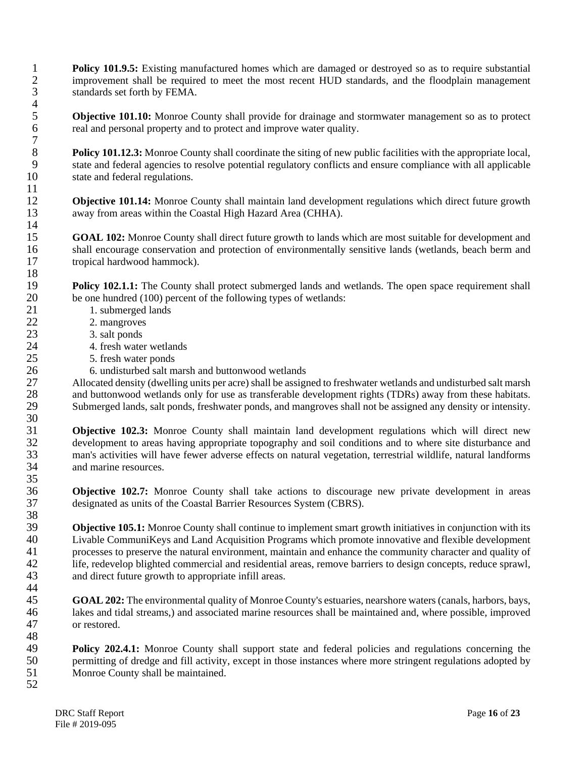**Policy 101.9.5:** Existing manufactured homes which are damaged or destroyed so as to require substantial improvement shall be required to meet the most recent HUD standards, and the floodplain management standards set forth by FEMA.

**Objective 101.10:** Monroe County shall provide for drainage and stormwater management so as to protect real and personal property and to protect and improve water quality.

**Policy 101.12.3:** Monroe County shall coordinate the siting of new public facilities with the appropriate local, state and federal agencies to resolve potential regulatory conflicts and ensure compliance with all applicable state and federal regulations.

**Objective 101.14:** Monroe County shall maintain land development regulations which direct future growth away from areas within the Coastal High Hazard Area (CHHA).

**GOAL 102:** Monroe County shall direct future growth to lands which are most suitable for development and shall encourage conservation and protection of environmentally sensitive lands (wetlands, beach berm and tropical hardwood hammock).

**Policy 102.1.1:** The County shall protect submerged lands and wetlands. The open space requirement shall be one hundred (100) percent of the following types of wetlands:

1. submerged lands
2. mangroves
3. salt ponds
4. fresh water wetlands
5. fresh water ponds
6. undisturbed salt marsh and buttonwood wetlands

Allocated density (dwelling units per acre) shall be assigned to freshwater wetlands and undisturbed salt marsh and buttonwood wetlands only for use as transferable development rights (TDRs) away from these habitats. Submerged lands, salt ponds, freshwater ponds, and mangroves shall not be assigned any density or intensity.

**Objective 102.3:** Monroe County shall maintain land development regulations which will direct new development to areas having appropriate topography and soil conditions and to where site disturbance and man's activities will have fewer adverse effects on natural vegetation, terrestrial wildlife, natural landforms and marine resources.

**Objective 102.7:** Monroe County shall take actions to discourage new private development in areas designated as units of the Coastal Barrier Resources System (CBRS).

**Objective 105.1:** Monroe County shall continue to implement smart growth initiatives in conjunction with its Livable CommuniKeys and Land Acquisition Programs which promote innovative and flexible development processes to preserve the natural environment, maintain and enhance the community character and quality of life, redevelop blighted commercial and residential areas, remove barriers to design concepts, reduce sprawl, and direct future growth to appropriate infill areas.

**GOAL 202:** The environmental quality of Monroe County's estuaries, nearshore waters (canals, harbors, bays, lakes and tidal streams,) and associated marine resources shall be maintained and, where possible, improved or restored.

**Policy 202.4.1:** Monroe County shall support state and federal policies and regulations concerning the permitting of dredge and fill activity, except in those instances where more stringent regulations adopted by Monroe County shall be maintained.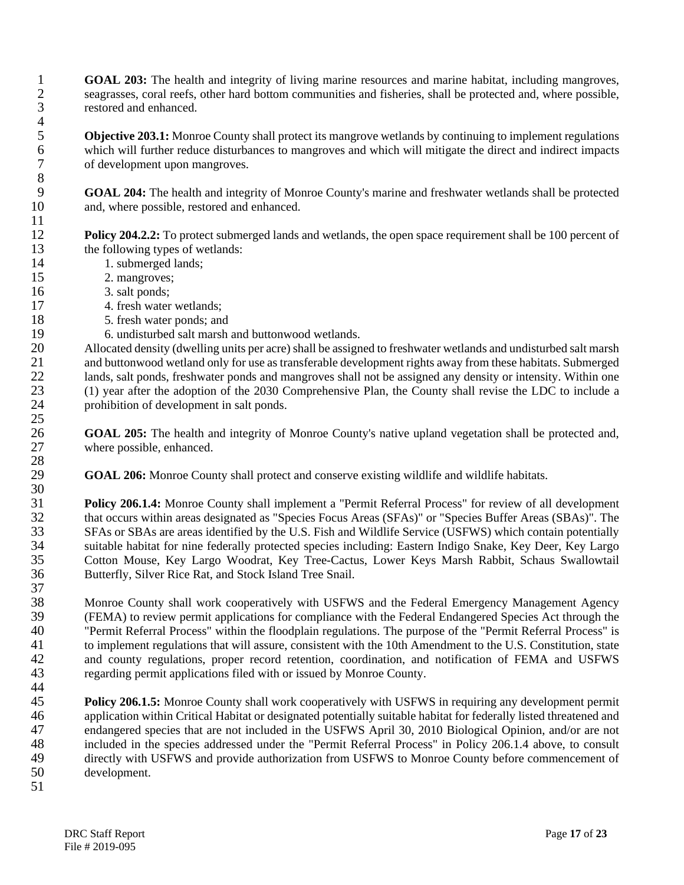**GOAL 203:** The health and integrity of living marine resources and marine habitat, including mangroves, seagrasses, coral reefs, other hard bottom communities and fisheries, shall be protected and, where possible, restored and enhanced.

**Objective 203.1:** Monroe County shall protect its mangrove wetlands by continuing to implement regulations which will further reduce disturbances to mangroves and which will mitigate the direct and indirect impacts of development upon mangroves.

**GOAL 204:** The health and integrity of Monroe County's marine and freshwater wetlands shall be protected and, where possible, restored and enhanced.

**Policy 204.2.2:** To protect submerged lands and wetlands, the open space requirement shall be 100 percent of the following types of wetlands:

1. submerged lands;
2. mangroves;
3. salt ponds;
4. fresh water wetlands;
5. fresh water ponds; and
6. undisturbed salt marsh and buttonwood wetlands.

Allocated density (dwelling units per acre) shall be assigned to freshwater wetlands and undisturbed salt marsh and buttonwood wetland only for use as transferable development rights away from these habitats. Submerged lands, salt ponds, freshwater ponds and mangroves shall not be assigned any density or intensity. Within one (1) year after the adoption of the 2030 Comprehensive Plan, the County shall revise the LDC to include a prohibition of development in salt ponds.

**GOAL 205:** The health and integrity of Monroe County's native upland vegetation shall be protected and, where possible, enhanced.

**GOAL 206:** Monroe County shall protect and conserve existing wildlife and wildlife habitats.

**Policy 206.1.4:** Monroe County shall implement a "Permit Referral Process" for review of all development that occurs within areas designated as "Species Focus Areas (SFAs)" or "Species Buffer Areas (SBAs)". The SFAs or SBAs are areas identified by the U.S. Fish and Wildlife Service (USFWS) which contain potentially suitable habitat for nine federally protected species including: Eastern Indigo Snake, Key Deer, Key Largo Cotton Mouse, Key Largo Woodrat, Key Tree-Cactus, Lower Keys Marsh Rabbit, Schaus Swallowtail Butterfly, Silver Rice Rat, and Stock Island Tree Snail.

Monroe County shall work cooperatively with USFWS and the Federal Emergency Management Agency (FEMA) to review permit applications for compliance with the Federal Endangered Species Act through the "Permit Referral Process" within the floodplain regulations. The purpose of the "Permit Referral Process" is to implement regulations that will assure, consistent with the 10th Amendment to the U.S. Constitution, state and county regulations, proper record retention, coordination, and notification of FEMA and USFWS regarding permit applications filed with or issued by Monroe County.

**Policy 206.1.5:** Monroe County shall work cooperatively with USFWS in requiring any development permit application within Critical Habitat or designated potentially suitable habitat for federally listed threatened and endangered species that are not included in the USFWS April 30, 2010 Biological Opinion, and/or are not included in the species addressed under the "Permit Referral Process" in Policy 206.1.4 above, to consult directly with USFWS and provide authorization from USFWS to Monroe County before commencement of development.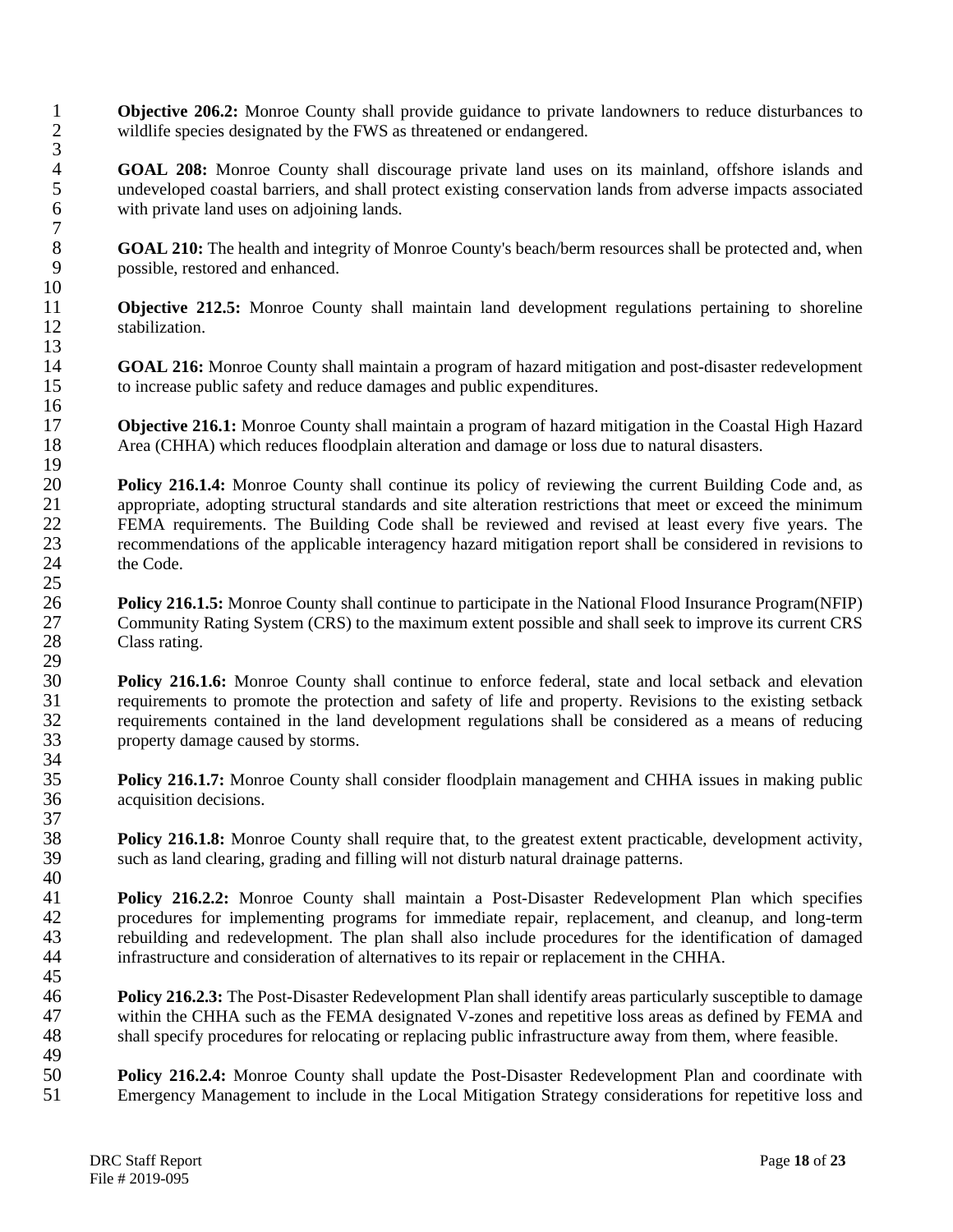**Objective 206.2:** Monroe County shall provide guidance to private landowners to reduce disturbances to wildlife species designated by the FWS as threatened or endangered.

**GOAL 208:** Monroe County shall discourage private land uses on its mainland, offshore islands and undeveloped coastal barriers, and shall protect existing conservation lands from adverse impacts associated with private land uses on adjoining lands.

**GOAL 210:** The health and integrity of Monroe County's beach/berm resources shall be protected and, when possible, restored and enhanced.

**Objective 212.5:** Monroe County shall maintain land development regulations pertaining to shoreline stabilization.

**GOAL 216:** Monroe County shall maintain a program of hazard mitigation and post-disaster redevelopment to increase public safety and reduce damages and public expenditures.

**Objective 216.1:** Monroe County shall maintain a program of hazard mitigation in the Coastal High Hazard Area (CHHA) which reduces floodplain alteration and damage or loss due to natural disasters.

**Policy 216.1.4:** Monroe County shall continue its policy of reviewing the current Building Code and, as appropriate, adopting structural standards and site alteration restrictions that meet or exceed the minimum FEMA requirements. The Building Code shall be reviewed and revised at least every five years. The recommendations of the applicable interagency hazard mitigation report shall be considered in revisions to the Code.

**Policy 216.1.5:** Monroe County shall continue to participate in the National Flood Insurance Program(NFIP) Community Rating System (CRS) to the maximum extent possible and shall seek to improve its current CRS Class rating.

**Policy 216.1.6:** Monroe County shall continue to enforce federal, state and local setback and elevation requirements to promote the protection and safety of life and property. Revisions to the existing setback requirements contained in the land development regulations shall be considered as a means of reducing property damage caused by storms.

**Policy 216.1.7:** Monroe County shall consider floodplain management and CHHA issues in making public acquisition decisions.

**Policy 216.1.8:** Monroe County shall require that, to the greatest extent practicable, development activity, such as land clearing, grading and filling will not disturb natural drainage patterns.

**Policy 216.2.2:** Monroe County shall maintain a Post-Disaster Redevelopment Plan which specifies procedures for implementing programs for immediate repair, replacement, and cleanup, and long-term rebuilding and redevelopment. The plan shall also include procedures for the identification of damaged infrastructure and consideration of alternatives to its repair or replacement in the CHHA.

**Policy 216.2.3:** The Post-Disaster Redevelopment Plan shall identify areas particularly susceptible to damage within the CHHA such as the FEMA designated V-zones and repetitive loss areas as defined by FEMA and shall specify procedures for relocating or replacing public infrastructure away from them, where feasible.

**Policy 216.2.4:** Monroe County shall update the Post-Disaster Redevelopment Plan and coordinate with Emergency Management to include in the Local Mitigation Strategy considerations for repetitive loss and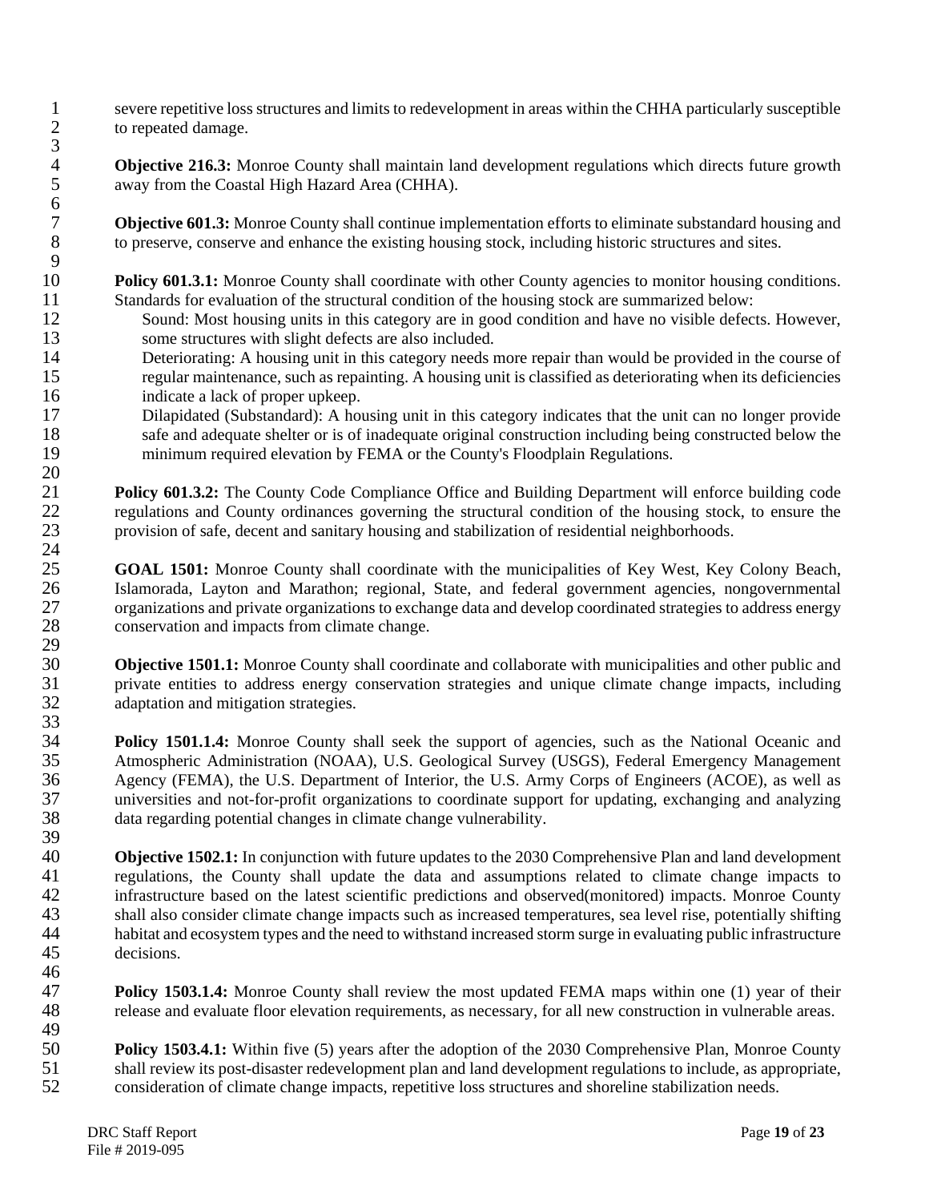severe repetitive loss structures and limits to redevelopment in areas within the CHHA particularly susceptible to repeated damage.

**Objective 216.3:** Monroe County shall maintain land development regulations which directs future growth away from the Coastal High Hazard Area (CHHA).

**Objective 601.3:** Monroe County shall continue implementation efforts to eliminate substandard housing and to preserve, conserve and enhance the existing housing stock, including historic structures and sites.

**Policy 601.3.1:** Monroe County shall coordinate with other County agencies to monitor housing conditions. Standards for evaluation of the structural condition of the housing stock are summarized below:

Sound: Most housing units in this category are in good condition and have no visible defects. However, some structures with slight defects are also included.

Deteriorating: A housing unit in this category needs more repair than would be provided in the course of regular maintenance, such as repainting. A housing unit is classified as deteriorating when its deficiencies indicate a lack of proper upkeep.

Dilapidated (Substandard): A housing unit in this category indicates that the unit can no longer provide safe and adequate shelter or is of inadequate original construction including being constructed below the minimum required elevation by FEMA or the County's Floodplain Regulations.

**Policy 601.3.2:** The County Code Compliance Office and Building Department will enforce building code regulations and County ordinances governing the structural condition of the housing stock, to ensure the provision of safe, decent and sanitary housing and stabilization of residential neighborhoods.

**GOAL 1501:** Monroe County shall coordinate with the municipalities of Key West, Key Colony Beach, Islamorada, Layton and Marathon; regional, State, and federal government agencies, nongovernmental organizations and private organizations to exchange data and develop coordinated strategies to address energy conservation and impacts from climate change.

**Objective 1501.1:** Monroe County shall coordinate and collaborate with municipalities and other public and private entities to address energy conservation strategies and unique climate change impacts, including adaptation and mitigation strategies.

**Policy 1501.1.4:** Monroe County shall seek the support of agencies, such as the National Oceanic and Atmospheric Administration (NOAA), U.S. Geological Survey (USGS), Federal Emergency Management Agency (FEMA), the U.S. Department of Interior, the U.S. Army Corps of Engineers (ACOE), as well as universities and not-for-profit organizations to coordinate support for updating, exchanging and analyzing data regarding potential changes in climate change vulnerability.

**Objective 1502.1:** In conjunction with future updates to the 2030 Comprehensive Plan and land development regulations, the County shall update the data and assumptions related to climate change impacts to infrastructure based on the latest scientific predictions and observed(monitored) impacts. Monroe County shall also consider climate change impacts such as increased temperatures, sea level rise, potentially shifting habitat and ecosystem types and the need to withstand increased storm surge in evaluating public infrastructure decisions.

**Policy 1503.1.4:** Monroe County shall review the most updated FEMA maps within one (1) year of their release and evaluate floor elevation requirements, as necessary, for all new construction in vulnerable areas.

**Policy 1503.4.1:** Within five (5) years after the adoption of the 2030 Comprehensive Plan, Monroe County shall review its post-disaster redevelopment plan and land development regulations to include, as appropriate, consideration of climate change impacts, repetitive loss structures and shoreline stabilization needs.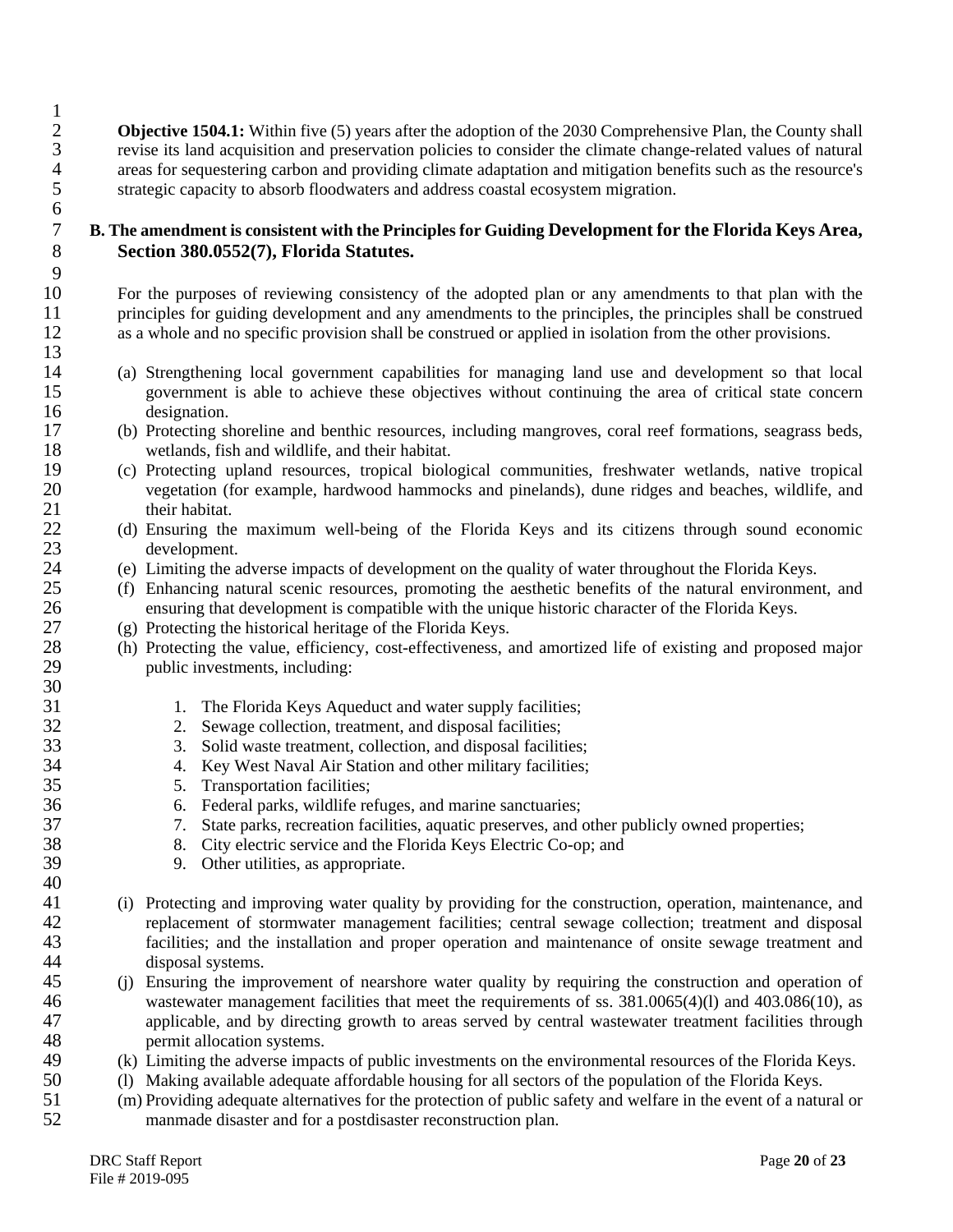**Objective 1504.1:** Within five (5) years after the adoption of the 2030 Comprehensive Plan, the County shall revise its land acquisition and preservation policies to consider the climate change-related values of natural areas for sequestering carbon and providing climate adaptation and mitigation benefits such as the resource's strategic capacity to absorb floodwaters and address coastal ecosystem migration.

**B. The amendment is consistent with the Principles for Guiding Development for the Florida Keys Area, Section 380.0552(7), Florida Statutes.**

For the purposes of reviewing consistency of the adopted plan or any amendments to that plan with the principles for guiding development and any amendments to the principles, the principles shall be construed as a whole and no specific provision shall be construed or applied in isolation from the other provisions.

(a) Strengthening local government capabilities for managing land use and development so that local government is able to achieve these objectives without continuing the area of critical state concern designation.
(b) Protecting shoreline and benthic resources, including mangroves, coral reef formations, seagrass beds, wetlands, fish and wildlife, and their habitat.
(c) Protecting upland resources, tropical biological communities, freshwater wetlands, native tropical vegetation (for example, hardwood hammocks and pinelands), dune ridges and beaches, wildlife, and their habitat.
(d) Ensuring the maximum well-being of the Florida Keys and its citizens through sound economic development.
(e) Limiting the adverse impacts of development on the quality of water throughout the Florida Keys.
(f) Enhancing natural scenic resources, promoting the aesthetic benefits of the natural environment, and ensuring that development is compatible with the unique historic character of the Florida Keys.
(g) Protecting the historical heritage of the Florida Keys.
(h) Protecting the value, efficiency, cost-effectiveness, and amortized life of existing and proposed major public investments, including:

1. The Florida Keys Aqueduct and water supply facilities;
2. Sewage collection, treatment, and disposal facilities;
3. Solid waste treatment, collection, and disposal facilities;
4. Key West Naval Air Station and other military facilities;
5. Transportation facilities;
6. Federal parks, wildlife refuges, and marine sanctuaries;
7. State parks, recreation facilities, aquatic preserves, and other publicly owned properties;
8. City electric service and the Florida Keys Electric Co-op; and
9. Other utilities, as appropriate.

(i) Protecting and improving water quality by providing for the construction, operation, maintenance, and replacement of stormwater management facilities; central sewage collection; treatment and disposal facilities; and the installation and proper operation and maintenance of onsite sewage treatment and disposal systems.
(j) Ensuring the improvement of nearshore water quality by requiring the construction and operation of wastewater management facilities that meet the requirements of ss. 381.0065(4)(l) and 403.086(10), as applicable, and by directing growth to areas served by central wastewater treatment facilities through permit allocation systems.
(k) Limiting the adverse impacts of public investments on the environmental resources of the Florida Keys.
(l) Making available adequate affordable housing for all sectors of the population of the Florida Keys.
(m) Providing adequate alternatives for the protection of public safety and welfare in the event of a natural or manmade disaster and for a postdisaster reconstruction plan.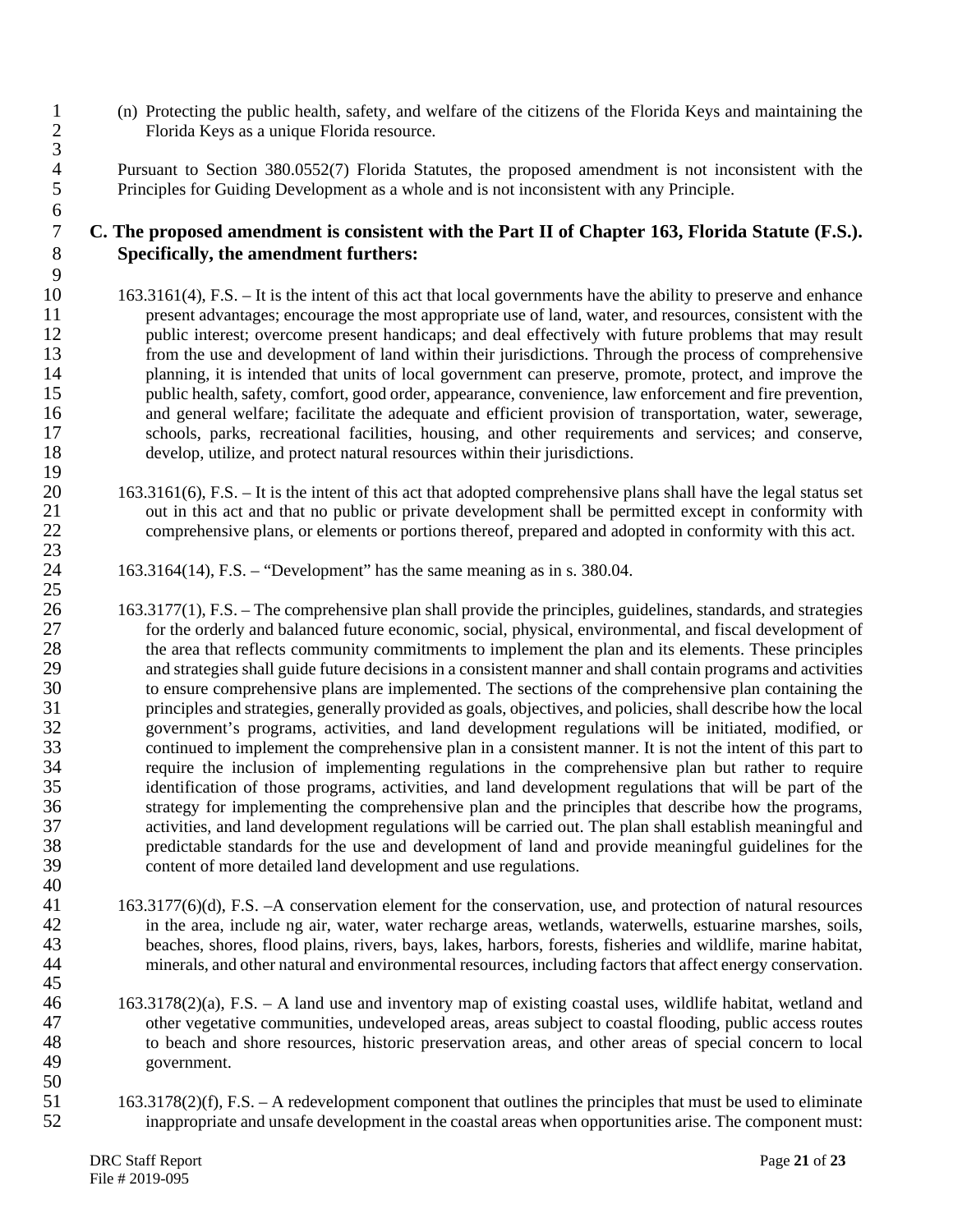(n) Protecting the public health, safety, and welfare of the citizens of the Florida Keys and maintaining the Florida Keys as a unique Florida resource.

Pursuant to Section 380.0552(7) Florida Statutes, the proposed amendment is not inconsistent with the Principles for Guiding Development as a whole and is not inconsistent with any Principle.

**C. The proposed amendment is consistent with the Part II of Chapter 163, Florida Statute (F.S.). Specifically, the amendment furthers:**

163.3161(4), F.S. – It is the intent of this act that local governments have the ability to preserve and enhance present advantages; encourage the most appropriate use of land, water, and resources, consistent with the public interest; overcome present handicaps; and deal effectively with future problems that may result from the use and development of land within their jurisdictions. Through the process of comprehensive planning, it is intended that units of local government can preserve, promote, protect, and improve the public health, safety, comfort, good order, appearance, convenience, law enforcement and fire prevention, and general welfare; facilitate the adequate and efficient provision of transportation, water, sewerage, schools, parks, recreational facilities, housing, and other requirements and services; and conserve, develop, utilize, and protect natural resources within their jurisdictions.

163.3161(6), F.S. – It is the intent of this act that adopted comprehensive plans shall have the legal status set out in this act and that no public or private development shall be permitted except in conformity with comprehensive plans, or elements or portions thereof, prepared and adopted in conformity with this act.

163.3164(14), F.S. – "Development" has the same meaning as in s. 380.04.

163.3177(1), F.S. – The comprehensive plan shall provide the principles, guidelines, standards, and strategies for the orderly and balanced future economic, social, physical, environmental, and fiscal development of the area that reflects community commitments to implement the plan and its elements. These principles and strategies shall guide future decisions in a consistent manner and shall contain programs and activities to ensure comprehensive plans are implemented. The sections of the comprehensive plan containing the principles and strategies, generally provided as goals, objectives, and policies, shall describe how the local government's programs, activities, and land development regulations will be initiated, modified, or continued to implement the comprehensive plan in a consistent manner. It is not the intent of this part to require the inclusion of implementing regulations in the comprehensive plan but rather to require identification of those programs, activities, and land development regulations that will be part of the strategy for implementing the comprehensive plan and the principles that describe how the programs, activities, and land development regulations will be carried out. The plan shall establish meaningful and predictable standards for the use and development of land and provide meaningful guidelines for the content of more detailed land development and use regulations.

163.3177(6)(d), F.S. –A conservation element for the conservation, use, and protection of natural resources in the area, include ng air, water, water recharge areas, wetlands, waterwells, estuarine marshes, soils, beaches, shores, flood plains, rivers, bays, lakes, harbors, forests, fisheries and wildlife, marine habitat, minerals, and other natural and environmental resources, including factors that affect energy conservation.

163.3178(2)(a), F.S. – A land use and inventory map of existing coastal uses, wildlife habitat, wetland and other vegetative communities, undeveloped areas, areas subject to coastal flooding, public access routes to beach and shore resources, historic preservation areas, and other areas of special concern to local government.

163.3178(2)(f), F.S. – A redevelopment component that outlines the principles that must be used to eliminate inappropriate and unsafe development in the coastal areas when opportunities arise. The component must: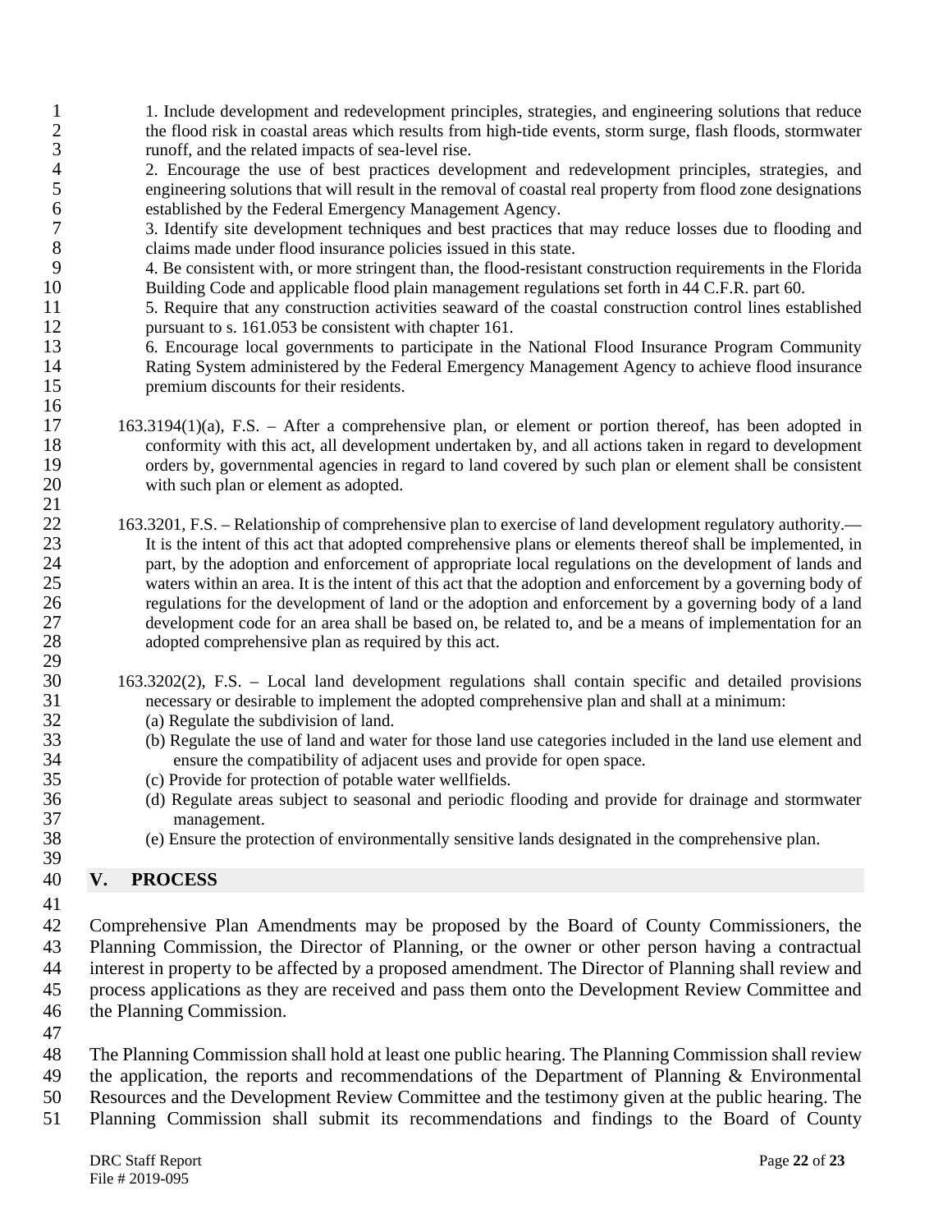1. Include development and redevelopment principles, strategies, and engineering solutions that reduce the flood risk in coastal areas which results from high-tide events, storm surge, flash floods, stormwater runoff, and the related impacts of sea-level rise.
2. Encourage the use of best practices development and redevelopment principles, strategies, and engineering solutions that will result in the removal of coastal real property from flood zone designations established by the Federal Emergency Management Agency.
3. Identify site development techniques and best practices that may reduce losses due to flooding and claims made under flood insurance policies issued in this state.
4. Be consistent with, or more stringent than, the flood-resistant construction requirements in the Florida Building Code and applicable flood plain management regulations set forth in 44 C.F.R. part 60.
5. Require that any construction activities seaward of the coastal construction control lines established pursuant to s. 161.053 be consistent with chapter 161.
6. Encourage local governments to participate in the National Flood Insurance Program Community Rating System administered by the Federal Emergency Management Agency to achieve flood insurance premium discounts for their residents.

163.3194(1)(a), F.S. – After a comprehensive plan, or element or portion thereof, has been adopted in conformity with this act, all development undertaken by, and all actions taken in regard to development orders by, governmental agencies in regard to land covered by such plan or element shall be consistent with such plan or element as adopted.

163.3201, F.S. – Relationship of comprehensive plan to exercise of land development regulatory authority.—It is the intent of this act that adopted comprehensive plans or elements thereof shall be implemented, in part, by the adoption and enforcement of appropriate local regulations on the development of lands and waters within an area. It is the intent of this act that the adoption and enforcement by a governing body of regulations for the development of land or the adoption and enforcement by a governing body of a land development code for an area shall be based on, be related to, and be a means of implementation for an adopted comprehensive plan as required by this act.

163.3202(2), F.S. – Local land development regulations shall contain specific and detailed provisions necessary or desirable to implement the adopted comprehensive plan and shall at a minimum:

(a) Regulate the subdivision of land.
(b) Regulate the use of land and water for those land use categories included in the land use element and ensure the compatibility of adjacent uses and provide for open space.
(c) Provide for protection of potable water wellfields.
(d) Regulate areas subject to seasonal and periodic flooding and provide for drainage and stormwater management.
(e) Ensure the protection of environmentally sensitive lands designated in the comprehensive plan.

## V. PROCESS

Comprehensive Plan Amendments may be proposed by the Board of County Commissioners, the Planning Commission, the Director of Planning, or the owner or other person having a contractual interest in property to be affected by a proposed amendment. The Director of Planning shall review and process applications as they are received and pass them onto the Development Review Committee and the Planning Commission.

The Planning Commission shall hold at least one public hearing. The Planning Commission shall review the application, the reports and recommendations of the Department of Planning & Environmental Resources and the Development Review Committee and the testimony given at the public hearing. The Planning Commission shall submit its recommendations and findings to the Board of County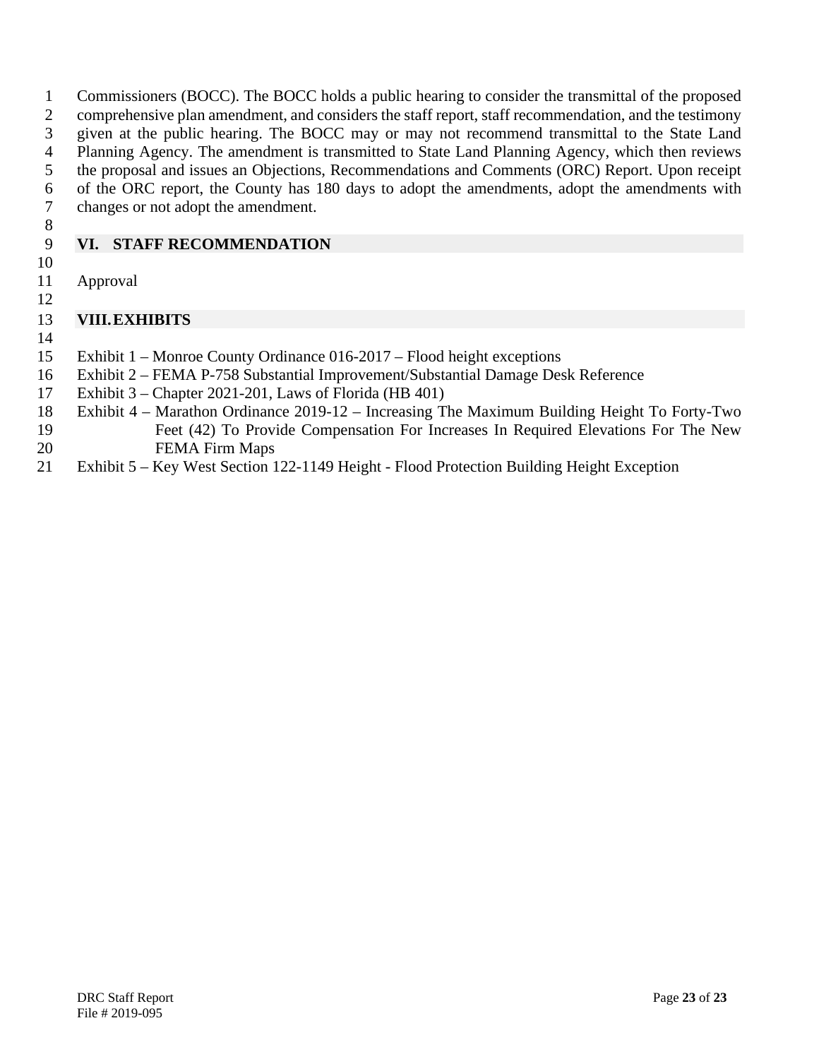Commissioners (BOCC). The BOCC holds a public hearing to consider the transmittal of the proposed comprehensive plan amendment, and considers the staff report, staff recommendation, and the testimony given at the public hearing. The BOCC may or may not recommend transmittal to the State Land Planning Agency. The amendment is transmitted to State Land Planning Agency, which then reviews the proposal and issues an Objections, Recommendations and Comments (ORC) Report. Upon receipt of the ORC report, the County has 180 days to adopt the amendments, adopt the amendments with changes or not adopt the amendment.

## VI. STAFF RECOMMENDATION

Approval

## VIII. EXHIBITS

Exhibit 1 – Monroe County Ordinance 016-2017 – Flood height exceptions
Exhibit 2 – FEMA P-758 Substantial Improvement/Substantial Damage Desk Reference
Exhibit 3 – Chapter 2021-201, Laws of Florida (HB 401)
Exhibit 4 – Marathon Ordinance 2019-12 – Increasing The Maximum Building Height To Forty-Two Feet (42) To Provide Compensation For Increases In Required Elevations For The New FEMA Firm Maps
Exhibit 5 – Key West Section 122-1149 Height - Flood Protection Building Height Exception